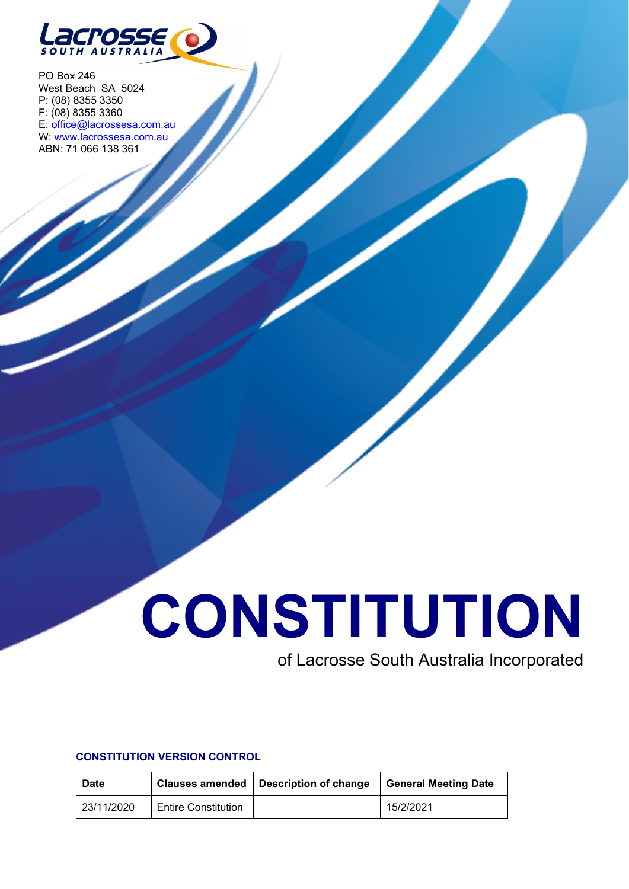PO Box 246
West Beach SA 5024
P: (08) 8355 3350
F: (08) 8355 3360
E: office@lacrossesa.com.au
W: www.lacrossesa.com.au
ABN: 71 066 138 361

# CONSTITUTION

of Lacrosse South Australia Incorporated

**CONSTITUTION VERSION CONTROL**

| Date | Clauses amended | Description of change | General Meeting Date |
|---|---|---|---|
| 23/11/2020 | Entire Constitution | | 15/2/2021 |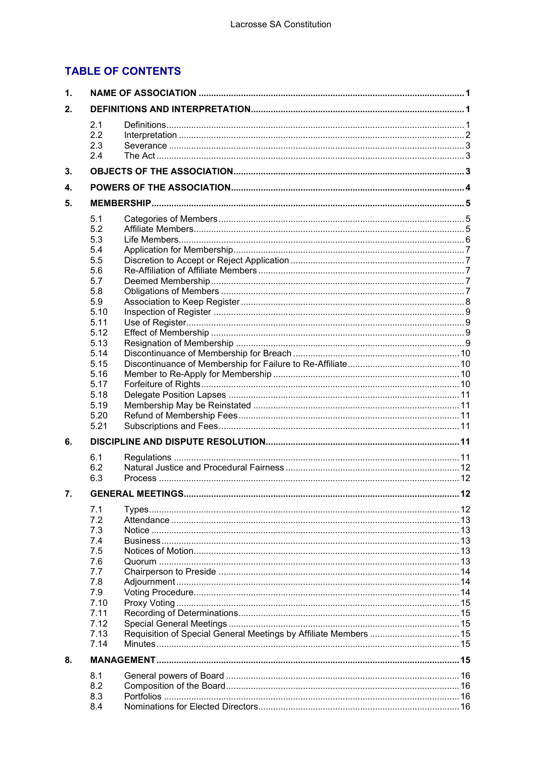## TABLE OF CONTENTS

**1. NAME OF ASSOCIATION** ........ **1**

**2. DEFINITIONS AND INTERPRETATION** ........ **1**

- 2.1 Definitions ........ 1
- 2.2 Interpretation ........ 2
- 2.3 Severance ........ 3
- 2.4 The Act ........ 3

**3. OBJECTS OF THE ASSOCIATION** ........ **3**

**4. POWERS OF THE ASSOCIATION** ........ **4**

**5. MEMBERSHIP** ........ **5**

- 5.1 Categories of Members ........ 5
- 5.2 Affiliate Members ........ 5
- 5.3 Life Members ........ 6
- 5.4 Application for Membership ........ 7
- 5.5 Discretion to Accept or Reject Application ........ 7
- 5.6 Re-Affiliation of Affiliate Members ........ 7
- 5.7 Deemed Membership ........ 7
- 5.8 Obligations of Members ........ 7
- 5.9 Association to Keep Register ........ 8
- 5.10 Inspection of Register ........ 9
- 5.11 Use of Register ........ 9
- 5.12 Effect of Membership ........ 9
- 5.13 Resignation of Membership ........ 9
- 5.14 Discontinuance of Membership for Breach ........ 10
- 5.15 Discontinuance of Membership for Failure to Re-Affiliate ........ 10
- 5.16 Member to Re-Apply for Membership ........ 10
- 5.17 Forfeiture of Rights ........ 10
- 5.18 Delegate Position Lapses ........ 11
- 5.19 Membership May be Reinstated ........ 11
- 5.20 Refund of Membership Fees ........ 11
- 5.21 Subscriptions and Fees ........ 11

**6. DISCIPLINE AND DISPUTE RESOLUTION** ........ **11**

- 6.1 Regulations ........ 11
- 6.2 Natural Justice and Procedural Fairness ........ 12
- 6.3 Process ........ 12

**7. GENERAL MEETINGS** ........ **12**

- 7.1 Types ........ 12
- 7.2 Attendance ........ 13
- 7.3 Notice ........ 13
- 7.4 Business ........ 13
- 7.5 Notices of Motion ........ 13
- 7.6 Quorum ........ 13
- 7.7 Chairperson to Preside ........ 14
- 7.8 Adjournment ........ 14
- 7.9 Voting Procedure ........ 14
- 7.10 Proxy Voting ........ 15
- 7.11 Recording of Determinations ........ 15
- 7.12 Special General Meetings ........ 15
- 7.13 Requisition of Special General Meetings by Affiliate Members ........ 15
- 7.14 Minutes ........ 15

**8. MANAGEMENT** ........ **15**

- 8.1 General powers of Board ........ 16
- 8.2 Composition of the Board ........ 16
- 8.3 Portfolios ........ 16
- 8.4 Nominations for Elected Directors ........ 16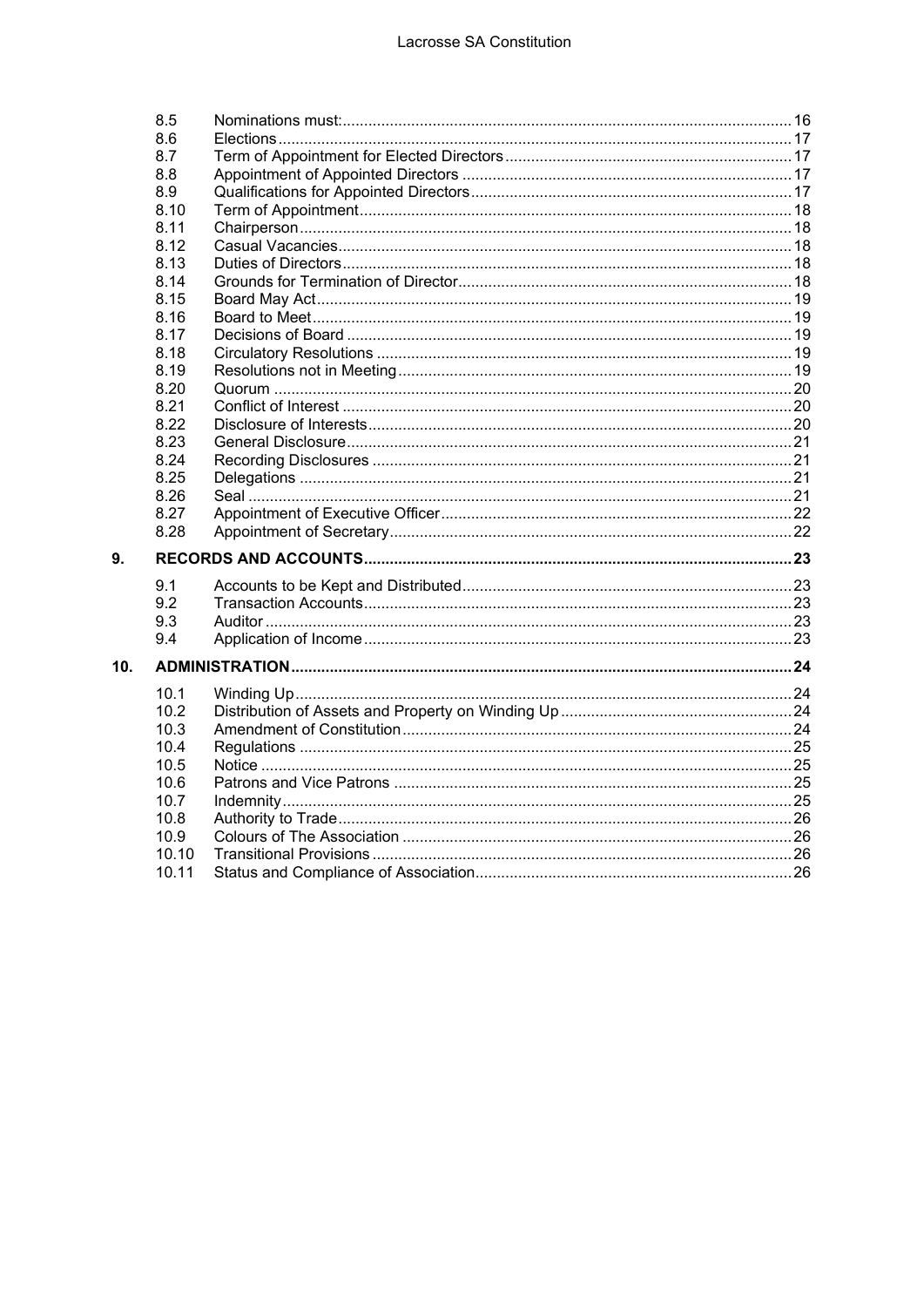| | | |
|---|---|---|
| 8.5 | Nominations must: | 16 |
| 8.6 | Elections | 17 |
| 8.7 | Term of Appointment for Elected Directors | 17 |
| 8.8 | Appointment of Appointed Directors | 17 |
| 8.9 | Qualifications for Appointed Directors | 17 |
| 8.10 | Term of Appointment | 18 |
| 8.11 | Chairperson | 18 |
| 8.12 | Casual Vacancies | 18 |
| 8.13 | Duties of Directors | 18 |
| 8.14 | Grounds for Termination of Director | 18 |
| 8.15 | Board May Act | 19 |
| 8.16 | Board to Meet | 19 |
| 8.17 | Decisions of Board | 19 |
| 8.18 | Circulatory Resolutions | 19 |
| 8.19 | Resolutions not in Meeting | 19 |
| 8.20 | Quorum | 20 |
| 8.21 | Conflict of Interest | 20 |
| 8.22 | Disclosure of Interests | 20 |
| 8.23 | General Disclosure | 21 |
| 8.24 | Recording Disclosures | 21 |
| 8.25 | Delegations | 21 |
| 8.26 | Seal | 21 |
| 8.27 | Appointment of Executive Officer | 22 |
| 8.28 | Appointment of Secretary | 22 |

**9. RECORDS AND ACCOUNTS** ..... **23**

| | | |
|---|---|---|
| 9.1 | Accounts to be Kept and Distributed | 23 |
| 9.2 | Transaction Accounts | 23 |
| 9.3 | Auditor | 23 |
| 9.4 | Application of Income | 23 |

**10. ADMINISTRATION** ..... **24**

| | | |
|---|---|---|
| 10.1 | Winding Up | 24 |
| 10.2 | Distribution of Assets and Property on Winding Up | 24 |
| 10.3 | Amendment of Constitution | 24 |
| 10.4 | Regulations | 25 |
| 10.5 | Notice | 25 |
| 10.6 | Patrons and Vice Patrons | 25 |
| 10.7 | Indemnity | 25 |
| 10.8 | Authority to Trade | 26 |
| 10.9 | Colours of The Association | 26 |
| 10.10 | Transitional Provisions | 26 |
| 10.11 | Status and Compliance of Association | 26 |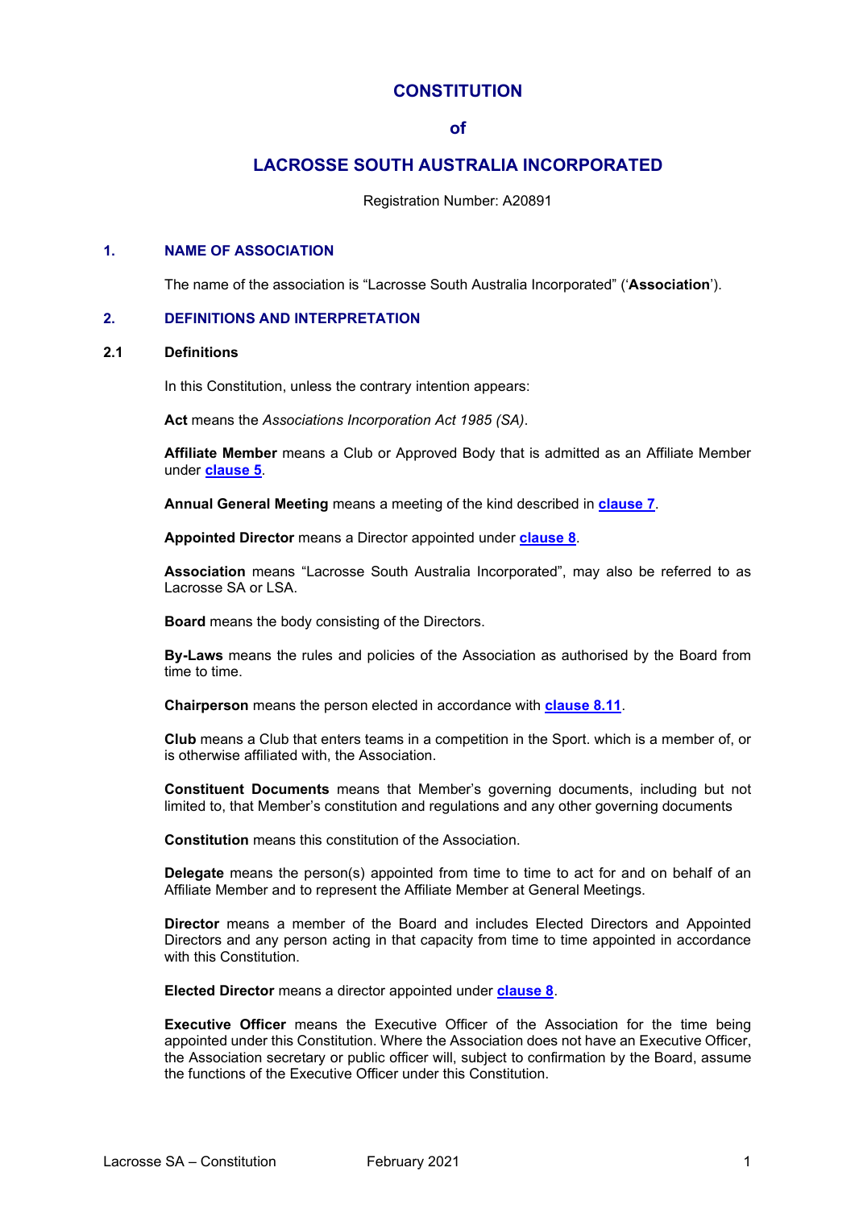# CONSTITUTION

## of

# LACROSSE SOUTH AUSTRALIA INCORPORATED

Registration Number: A20891

## 1. NAME OF ASSOCIATION

The name of the association is “Lacrosse South Australia Incorporated” (‘**Association**’).

## 2. DEFINITIONS AND INTERPRETATION

### 2.1 Definitions

In this Constitution, unless the contrary intention appears:

**Act** means the *Associations Incorporation Act 1985 (SA)*.

**Affiliate Member** means a Club or Approved Body that is admitted as an Affiliate Member under **clause 5**.

**Annual General Meeting** means a meeting of the kind described in **clause 7**.

**Appointed Director** means a Director appointed under **clause 8**.

**Association** means “Lacrosse South Australia Incorporated”, may also be referred to as Lacrosse SA or LSA.

**Board** means the body consisting of the Directors.

**By-Laws** means the rules and policies of the Association as authorised by the Board from time to time.

**Chairperson** means the person elected in accordance with **clause 8.11**.

**Club** means a Club that enters teams in a competition in the Sport. which is a member of, or is otherwise affiliated with, the Association.

**Constituent Documents** means that Member’s governing documents, including but not limited to, that Member’s constitution and regulations and any other governing documents

**Constitution** means this constitution of the Association.

**Delegate** means the person(s) appointed from time to time to act for and on behalf of an Affiliate Member and to represent the Affiliate Member at General Meetings.

**Director** means a member of the Board and includes Elected Directors and Appointed Directors and any person acting in that capacity from time to time appointed in accordance with this Constitution.

**Elected Director** means a director appointed under **clause 8**.

**Executive Officer** means the Executive Officer of the Association for the time being appointed under this Constitution. Where the Association does not have an Executive Officer, the Association secretary or public officer will, subject to confirmation by the Board, assume the functions of the Executive Officer under this Constitution.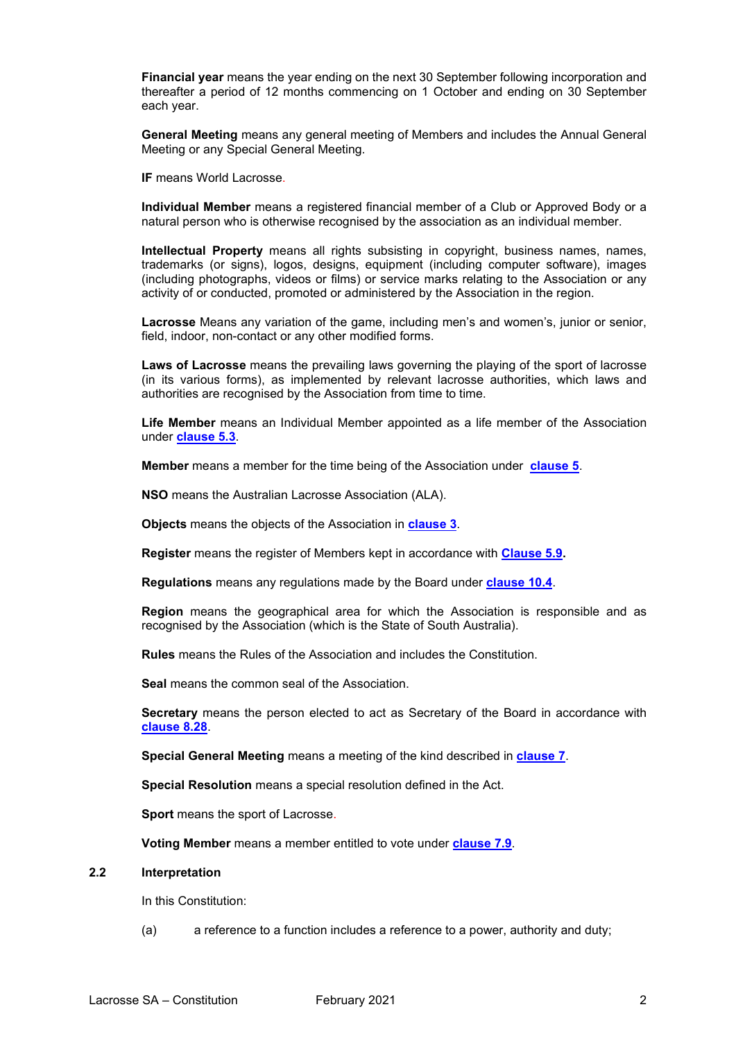**Financial year** means the year ending on the next 30 September following incorporation and thereafter a period of 12 months commencing on 1 October and ending on 30 September each year.

**General Meeting** means any general meeting of Members and includes the Annual General Meeting or any Special General Meeting.

**IF** means World Lacrosse.

**Individual Member** means a registered financial member of a Club or Approved Body or a natural person who is otherwise recognised by the association as an individual member.

**Intellectual Property** means all rights subsisting in copyright, business names, names, trademarks (or signs), logos, designs, equipment (including computer software), images (including photographs, videos or films) or service marks relating to the Association or any activity of or conducted, promoted or administered by the Association in the region.

**Lacrosse** Means any variation of the game, including men's and women's, junior or senior, field, indoor, non-contact or any other modified forms.

**Laws of Lacrosse** means the prevailing laws governing the playing of the sport of lacrosse (in its various forms), as implemented by relevant lacrosse authorities, which laws and authorities are recognised by the Association from time to time.

**Life Member** means an Individual Member appointed as a life member of the Association under **clause 5.3**.

**Member** means a member for the time being of the Association under **clause 5**.

**NSO** means the Australian Lacrosse Association (ALA).

**Objects** means the objects of the Association in **clause 3**.

**Register** means the register of Members kept in accordance with **Clause 5.9.**

**Regulations** means any regulations made by the Board under **clause 10.4**.

**Region** means the geographical area for which the Association is responsible and as recognised by the Association (which is the State of South Australia).

**Rules** means the Rules of the Association and includes the Constitution.

**Seal** means the common seal of the Association.

**Secretary** means the person elected to act as Secretary of the Board in accordance with **clause 8.28**.

**Special General Meeting** means a meeting of the kind described in **clause 7**.

**Special Resolution** means a special resolution defined in the Act.

**Sport** means the sport of Lacrosse.

**Voting Member** means a member entitled to vote under **clause 7.9**.

### 2.2 Interpretation

In this Constitution:

(a) a reference to a function includes a reference to a power, authority and duty;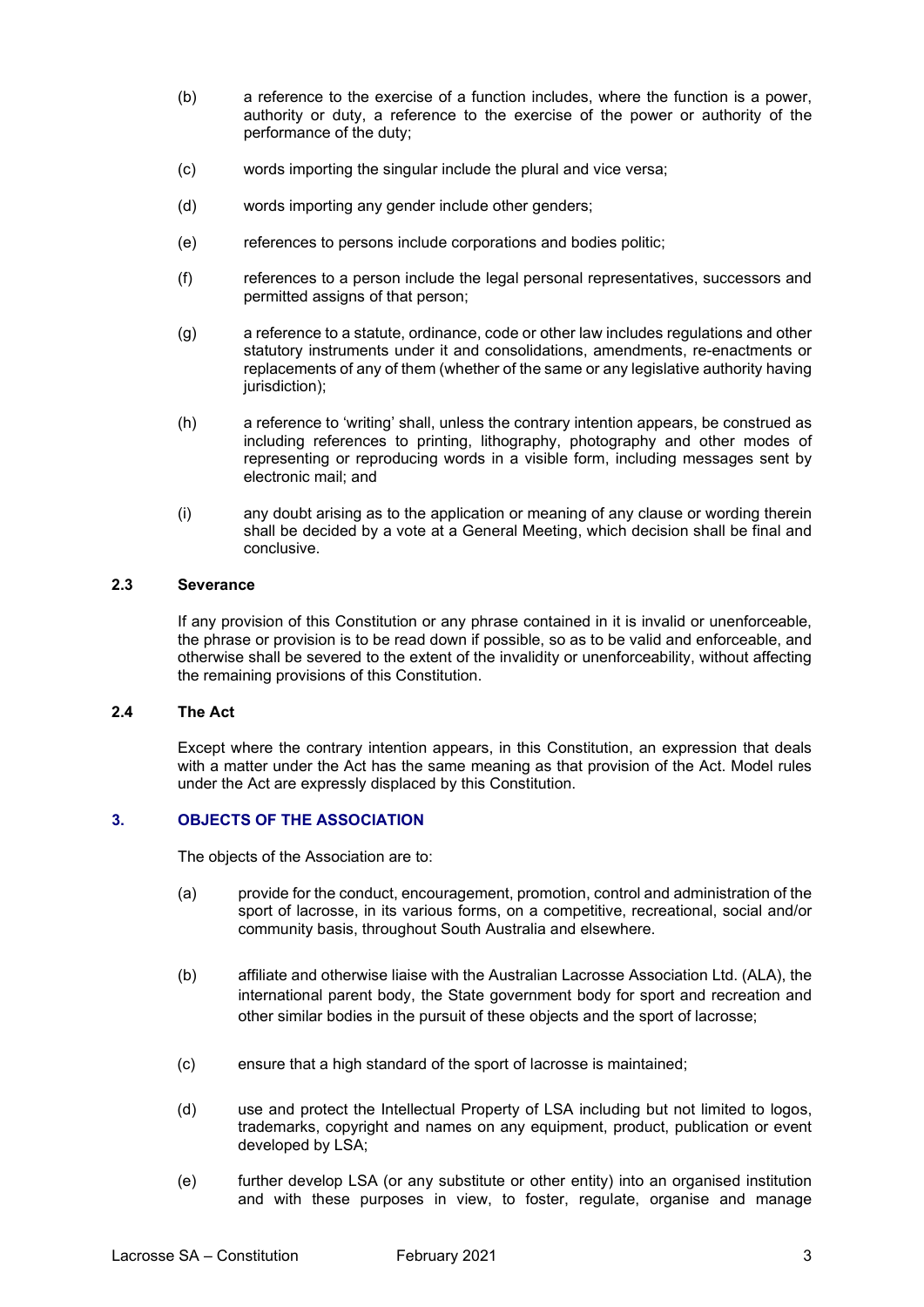(b) a reference to the exercise of a function includes, where the function is a power, authority or duty, a reference to the exercise of the power or authority of the performance of the duty;

(c) words importing the singular include the plural and vice versa;

(d) words importing any gender include other genders;

(e) references to persons include corporations and bodies politic;

(f) references to a person include the legal personal representatives, successors and permitted assigns of that person;

(g) a reference to a statute, ordinance, code or other law includes regulations and other statutory instruments under it and consolidations, amendments, re-enactments or replacements of any of them (whether of the same or any legislative authority having jurisdiction);

(h) a reference to 'writing' shall, unless the contrary intention appears, be construed as including references to printing, lithography, photography and other modes of representing or reproducing words in a visible form, including messages sent by electronic mail; and

(i) any doubt arising as to the application or meaning of any clause or wording therein shall be decided by a vote at a General Meeting, which decision shall be final and conclusive.

### 2.3 Severance

If any provision of this Constitution or any phrase contained in it is invalid or unenforceable, the phrase or provision is to be read down if possible, so as to be valid and enforceable, and otherwise shall be severed to the extent of the invalidity or unenforceability, without affecting the remaining provisions of this Constitution.

### 2.4 The Act

Except where the contrary intention appears, in this Constitution, an expression that deals with a matter under the Act has the same meaning as that provision of the Act. Model rules under the Act are expressly displaced by this Constitution.

## 3. OBJECTS OF THE ASSOCIATION

The objects of the Association are to:

(a) provide for the conduct, encouragement, promotion, control and administration of the sport of lacrosse, in its various forms, on a competitive, recreational, social and/or community basis, throughout South Australia and elsewhere.

(b) affiliate and otherwise liaise with the Australian Lacrosse Association Ltd. (ALA), the international parent body, the State government body for sport and recreation and other similar bodies in the pursuit of these objects and the sport of lacrosse;

(c) ensure that a high standard of the sport of lacrosse is maintained;

(d) use and protect the Intellectual Property of LSA including but not limited to logos, trademarks, copyright and names on any equipment, product, publication or event developed by LSA;

(e) further develop LSA (or any substitute or other entity) into an organised institution and with these purposes in view, to foster, regulate, organise and manage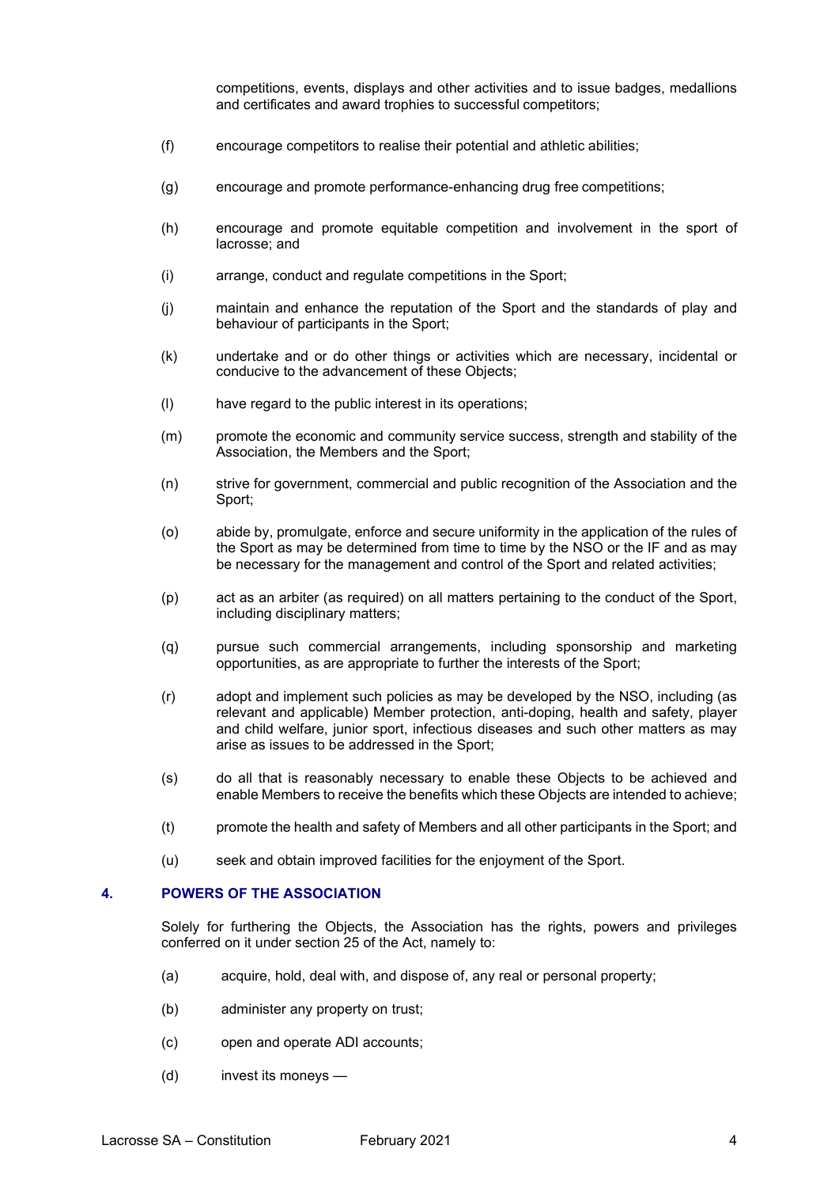competitions, events, displays and other activities and to issue badges, medallions and certificates and award trophies to successful competitors;

(f) encourage competitors to realise their potential and athletic abilities;

(g) encourage and promote performance-enhancing drug free competitions;

(h) encourage and promote equitable competition and involvement in the sport of lacrosse; and

(i) arrange, conduct and regulate competitions in the Sport;

(j) maintain and enhance the reputation of the Sport and the standards of play and behaviour of participants in the Sport;

(k) undertake and or do other things or activities which are necessary, incidental or conducive to the advancement of these Objects;

(l) have regard to the public interest in its operations;

(m) promote the economic and community service success, strength and stability of the Association, the Members and the Sport;

(n) strive for government, commercial and public recognition of the Association and the Sport;

(o) abide by, promulgate, enforce and secure uniformity in the application of the rules of the Sport as may be determined from time to time by the NSO or the IF and as may be necessary for the management and control of the Sport and related activities;

(p) act as an arbiter (as required) on all matters pertaining to the conduct of the Sport, including disciplinary matters;

(q) pursue such commercial arrangements, including sponsorship and marketing opportunities, as are appropriate to further the interests of the Sport;

(r) adopt and implement such policies as may be developed by the NSO, including (as relevant and applicable) Member protection, anti-doping, health and safety, player and child welfare, junior sport, infectious diseases and such other matters as may arise as issues to be addressed in the Sport;

(s) do all that is reasonably necessary to enable these Objects to be achieved and enable Members to receive the benefits which these Objects are intended to achieve;

(t) promote the health and safety of Members and all other participants in the Sport; and

(u) seek and obtain improved facilities for the enjoyment of the Sport.

## 4. POWERS OF THE ASSOCIATION

Solely for furthering the Objects, the Association has the rights, powers and privileges conferred on it under section 25 of the Act, namely to:

(a) acquire, hold, deal with, and dispose of, any real or personal property;

(b) administer any property on trust;

(c) open and operate ADI accounts;

(d) invest its moneys —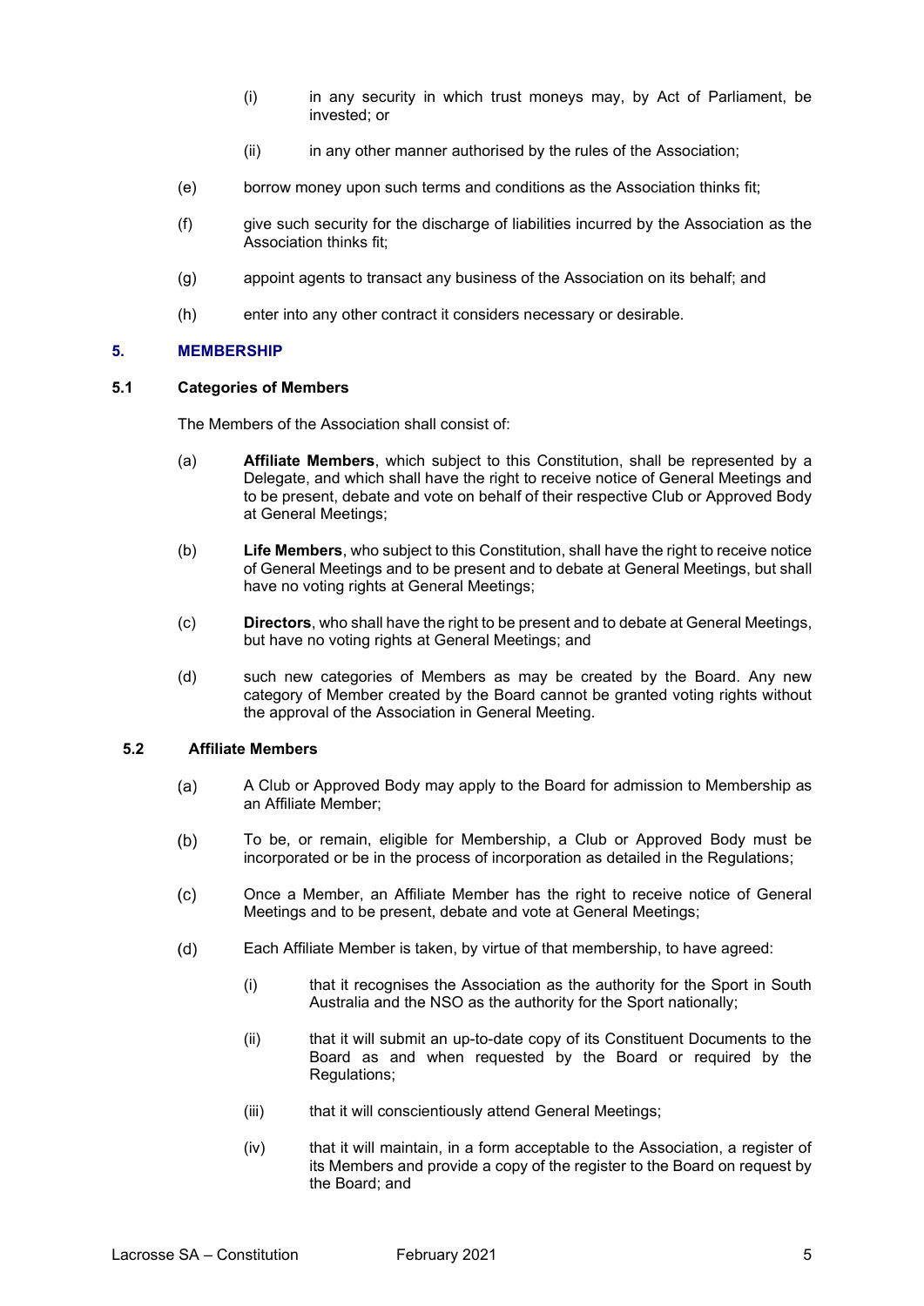(i) in any security in which trust moneys may, by Act of Parliament, be invested; or

(ii) in any other manner authorised by the rules of the Association;

(e) borrow money upon such terms and conditions as the Association thinks fit;

(f) give such security for the discharge of liabilities incurred by the Association as the Association thinks fit;

(g) appoint agents to transact any business of the Association on its behalf; and

(h) enter into any other contract it considers necessary or desirable.

## 5. MEMBERSHIP

### 5.1 Categories of Members

The Members of the Association shall consist of:

(a) **Affiliate Members**, which subject to this Constitution, shall be represented by a Delegate, and which shall have the right to receive notice of General Meetings and to be present, debate and vote on behalf of their respective Club or Approved Body at General Meetings;

(b) **Life Members**, who subject to this Constitution, shall have the right to receive notice of General Meetings and to be present and to debate at General Meetings, but shall have no voting rights at General Meetings;

(c) **Directors**, who shall have the right to be present and to debate at General Meetings, but have no voting rights at General Meetings; and

(d) such new categories of Members as may be created by the Board. Any new category of Member created by the Board cannot be granted voting rights without the approval of the Association in General Meeting.

### 5.2 Affiliate Members

(a) A Club or Approved Body may apply to the Board for admission to Membership as an Affiliate Member;

(b) To be, or remain, eligible for Membership, a Club or Approved Body must be incorporated or be in the process of incorporation as detailed in the Regulations;

(c) Once a Member, an Affiliate Member has the right to receive notice of General Meetings and to be present, debate and vote at General Meetings;

(d) Each Affiliate Member is taken, by virtue of that membership, to have agreed:

(i) that it recognises the Association as the authority for the Sport in South Australia and the NSO as the authority for the Sport nationally;

(ii) that it will submit an up-to-date copy of its Constituent Documents to the Board as and when requested by the Board or required by the Regulations;

(iii) that it will conscientiously attend General Meetings;

(iv) that it will maintain, in a form acceptable to the Association, a register of its Members and provide a copy of the register to the Board on request by the Board; and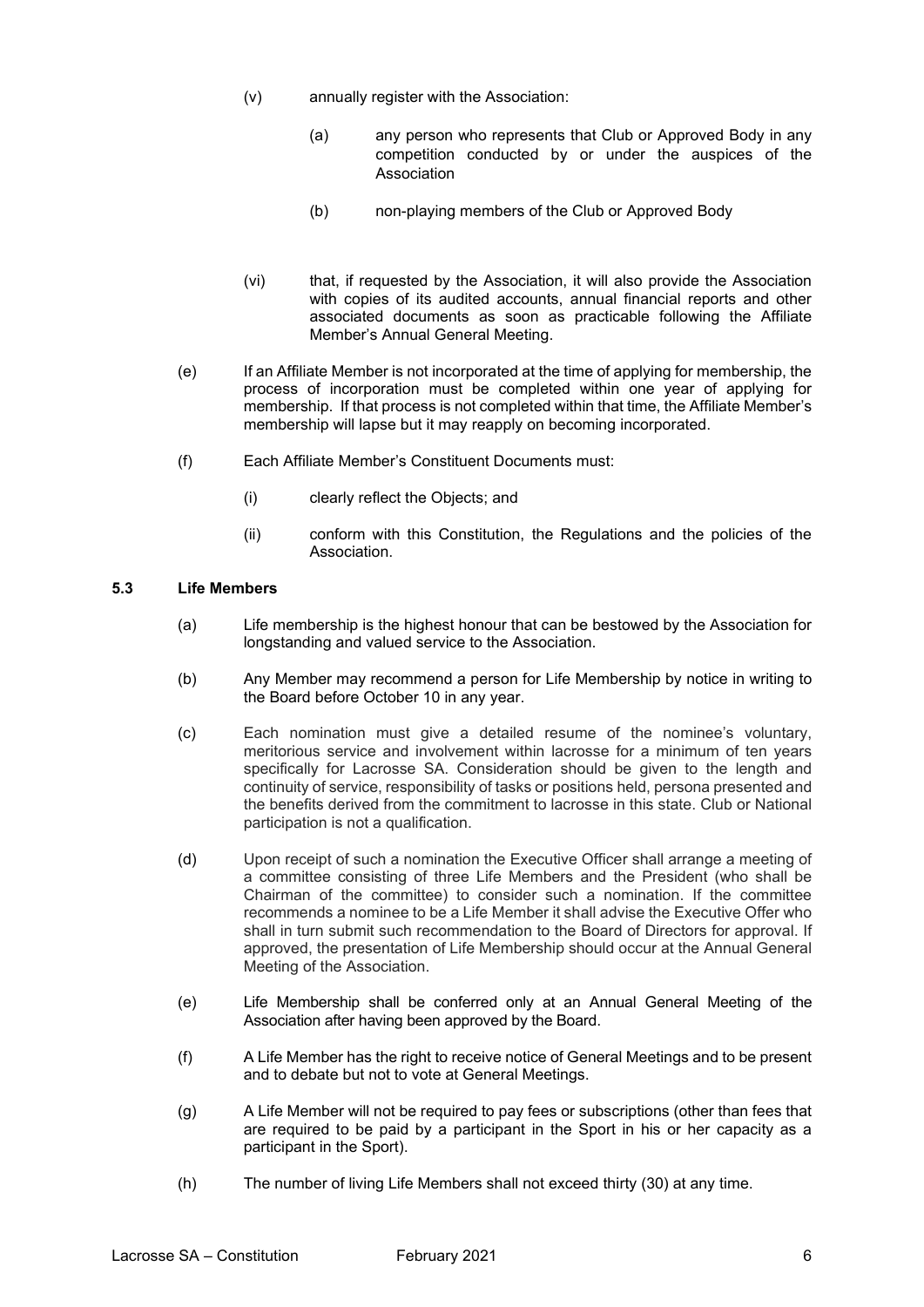(v) annually register with the Association:

   (a) any person who represents that Club or Approved Body in any competition conducted by or under the auspices of the Association

   (b) non-playing members of the Club or Approved Body

(vi) that, if requested by the Association, it will also provide the Association with copies of its audited accounts, annual financial reports and other associated documents as soon as practicable following the Affiliate Member's Annual General Meeting.

(e) If an Affiliate Member is not incorporated at the time of applying for membership, the process of incorporation must be completed within one year of applying for membership. If that process is not completed within that time, the Affiliate Member's membership will lapse but it may reapply on becoming incorporated.

(f) Each Affiliate Member's Constituent Documents must:

   (i) clearly reflect the Objects; and

   (ii) conform with this Constitution, the Regulations and the policies of the Association.

### 5.3 Life Members

(a) Life membership is the highest honour that can be bestowed by the Association for longstanding and valued service to the Association.

(b) Any Member may recommend a person for Life Membership by notice in writing to the Board before October 10 in any year.

(c) Each nomination must give a detailed resume of the nominee's voluntary, meritorious service and involvement within lacrosse for a minimum of ten years specifically for Lacrosse SA. Consideration should be given to the length and continuity of service, responsibility of tasks or positions held, persona presented and the benefits derived from the commitment to lacrosse in this state. Club or National participation is not a qualification.

(d) Upon receipt of such a nomination the Executive Officer shall arrange a meeting of a committee consisting of three Life Members and the President (who shall be Chairman of the committee) to consider such a nomination. If the committee recommends a nominee to be a Life Member it shall advise the Executive Offer who shall in turn submit such recommendation to the Board of Directors for approval. If approved, the presentation of Life Membership should occur at the Annual General Meeting of the Association.

(e) Life Membership shall be conferred only at an Annual General Meeting of the Association after having been approved by the Board.

(f) A Life Member has the right to receive notice of General Meetings and to be present and to debate but not to vote at General Meetings.

(g) A Life Member will not be required to pay fees or subscriptions (other than fees that are required to be paid by a participant in the Sport in his or her capacity as a participant in the Sport).

(h) The number of living Life Members shall not exceed thirty (30) at any time.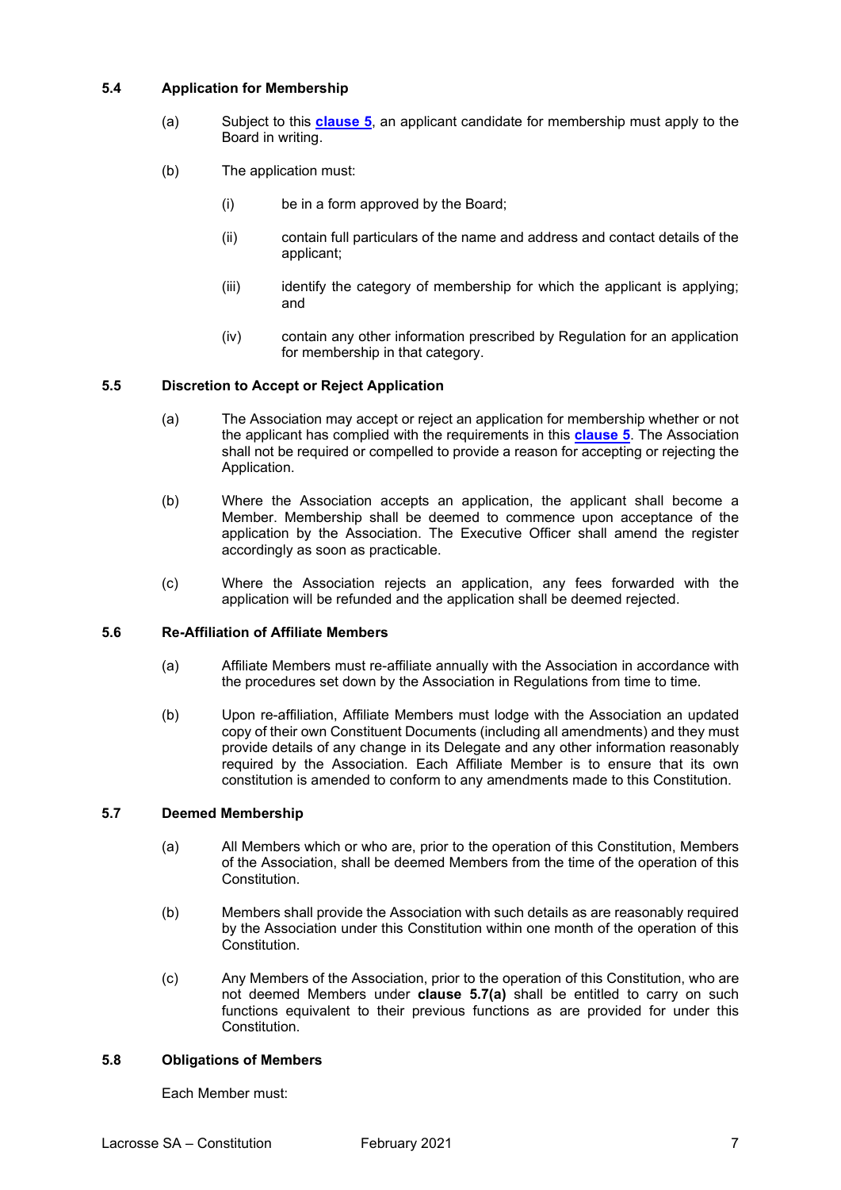### 5.4 Application for Membership

(a) Subject to this **clause 5**, an applicant candidate for membership must apply to the Board in writing.

(b) The application must:

(i) be in a form approved by the Board;

(ii) contain full particulars of the name and address and contact details of the applicant;

(iii) identify the category of membership for which the applicant is applying; and

(iv) contain any other information prescribed by Regulation for an application for membership in that category.

### 5.5 Discretion to Accept or Reject Application

(a) The Association may accept or reject an application for membership whether or not the applicant has complied with the requirements in this **clause 5**. The Association shall not be required or compelled to provide a reason for accepting or rejecting the Application.

(b) Where the Association accepts an application, the applicant shall become a Member. Membership shall be deemed to commence upon acceptance of the application by the Association. The Executive Officer shall amend the register accordingly as soon as practicable.

(c) Where the Association rejects an application, any fees forwarded with the application will be refunded and the application shall be deemed rejected.

### 5.6 Re-Affiliation of Affiliate Members

(a) Affiliate Members must re-affiliate annually with the Association in accordance with the procedures set down by the Association in Regulations from time to time.

(b) Upon re-affiliation, Affiliate Members must lodge with the Association an updated copy of their own Constituent Documents (including all amendments) and they must provide details of any change in its Delegate and any other information reasonably required by the Association. Each Affiliate Member is to ensure that its own constitution is amended to conform to any amendments made to this Constitution.

### 5.7 Deemed Membership

(a) All Members which or who are, prior to the operation of this Constitution, Members of the Association, shall be deemed Members from the time of the operation of this Constitution.

(b) Members shall provide the Association with such details as are reasonably required by the Association under this Constitution within one month of the operation of this Constitution.

(c) Any Members of the Association, prior to the operation of this Constitution, who are not deemed Members under **clause 5.7(a)** shall be entitled to carry on such functions equivalent to their previous functions as are provided for under this Constitution.

### 5.8 Obligations of Members

Each Member must: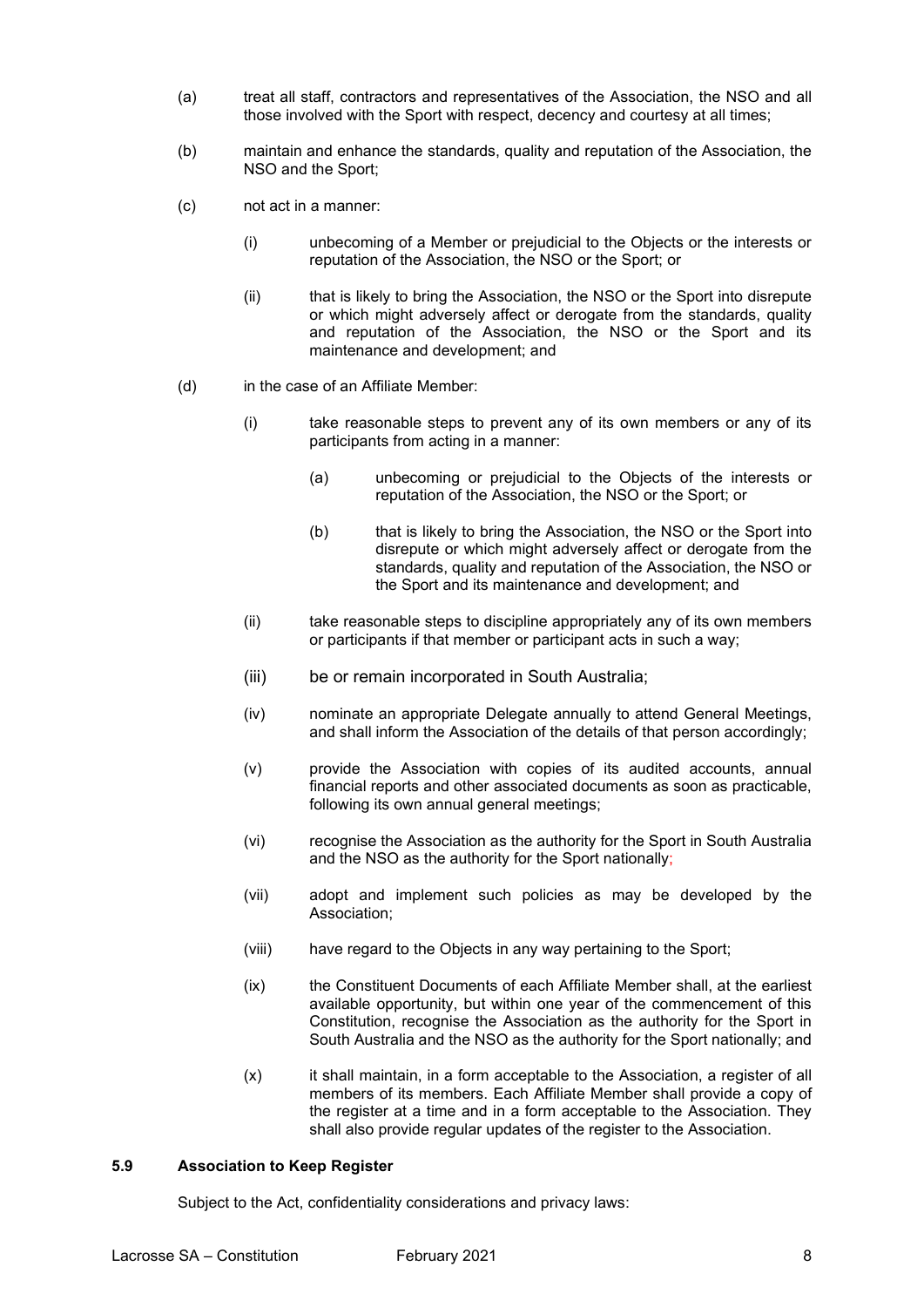(a) treat all staff, contractors and representatives of the Association, the NSO and all those involved with the Sport with respect, decency and courtesy at all times;

(b) maintain and enhance the standards, quality and reputation of the Association, the NSO and the Sport;

(c) not act in a manner:

  (i) unbecoming of a Member or prejudicial to the Objects or the interests or reputation of the Association, the NSO or the Sport; or

  (ii) that is likely to bring the Association, the NSO or the Sport into disrepute or which might adversely affect or derogate from the standards, quality and reputation of the Association, the NSO or the Sport and its maintenance and development; and

(d) in the case of an Affiliate Member:

  (i) take reasonable steps to prevent any of its own members or any of its participants from acting in a manner:

    (a) unbecoming or prejudicial to the Objects of the interests or reputation of the Association, the NSO or the Sport; or

    (b) that is likely to bring the Association, the NSO or the Sport into disrepute or which might adversely affect or derogate from the standards, quality and reputation of the Association, the NSO or the Sport and its maintenance and development; and

  (ii) take reasonable steps to discipline appropriately any of its own members or participants if that member or participant acts in such a way;

  (iii) be or remain incorporated in South Australia;

  (iv) nominate an appropriate Delegate annually to attend General Meetings, and shall inform the Association of the details of that person accordingly;

  (v) provide the Association with copies of its audited accounts, annual financial reports and other associated documents as soon as practicable, following its own annual general meetings;

  (vi) recognise the Association as the authority for the Sport in South Australia and the NSO as the authority for the Sport nationally;

  (vii) adopt and implement such policies as may be developed by the Association;

  (viii) have regard to the Objects in any way pertaining to the Sport;

  (ix) the Constituent Documents of each Affiliate Member shall, at the earliest available opportunity, but within one year of the commencement of this Constitution, recognise the Association as the authority for the Sport in South Australia and the NSO as the authority for the Sport nationally; and

  (x) it shall maintain, in a form acceptable to the Association, a register of all members of its members. Each Affiliate Member shall provide a copy of the register at a time and in a form acceptable to the Association. They shall also provide regular updates of the register to the Association.

### 5.9 Association to Keep Register

Subject to the Act, confidentiality considerations and privacy laws: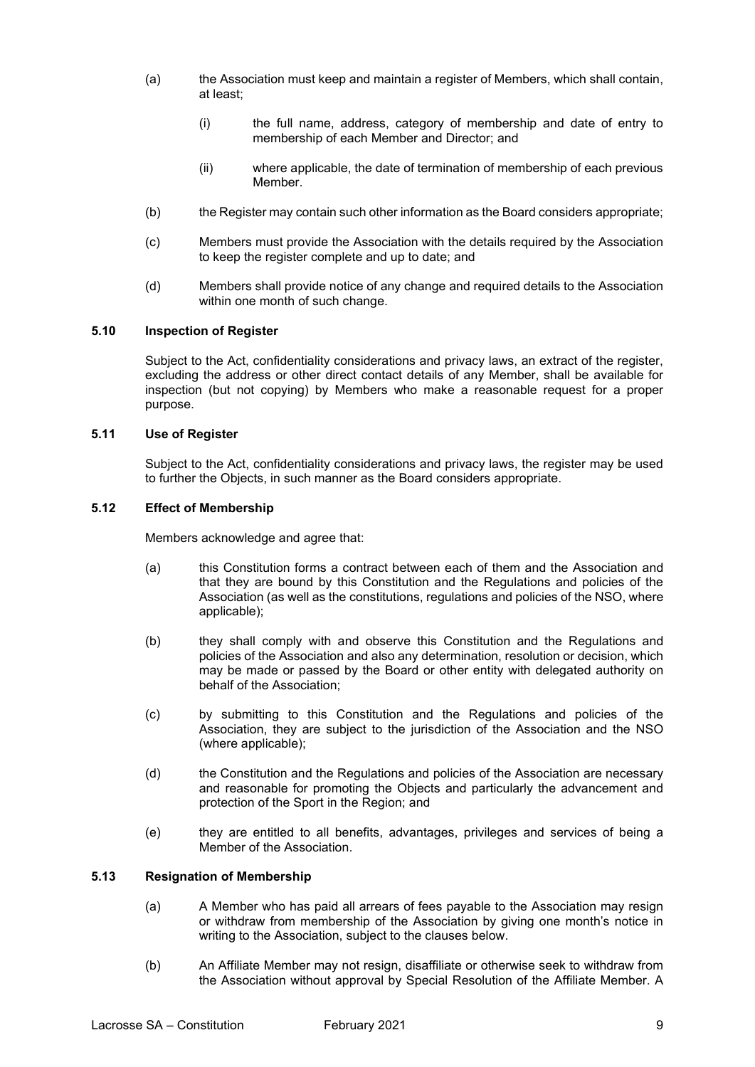(a) the Association must keep and maintain a register of Members, which shall contain, at least;

    (i) the full name, address, category of membership and date of entry to membership of each Member and Director; and

    (ii) where applicable, the date of termination of membership of each previous Member.

(b) the Register may contain such other information as the Board considers appropriate;

(c) Members must provide the Association with the details required by the Association to keep the register complete and up to date; and

(d) Members shall provide notice of any change and required details to the Association within one month of such change.

### 5.10 Inspection of Register

Subject to the Act, confidentiality considerations and privacy laws, an extract of the register, excluding the address or other direct contact details of any Member, shall be available for inspection (but not copying) by Members who make a reasonable request for a proper purpose.

### 5.11 Use of Register

Subject to the Act, confidentiality considerations and privacy laws, the register may be used to further the Objects, in such manner as the Board considers appropriate.

### 5.12 Effect of Membership

Members acknowledge and agree that:

(a) this Constitution forms a contract between each of them and the Association and that they are bound by this Constitution and the Regulations and policies of the Association (as well as the constitutions, regulations and policies of the NSO, where applicable);

(b) they shall comply with and observe this Constitution and the Regulations and policies of the Association and also any determination, resolution or decision, which may be made or passed by the Board or other entity with delegated authority on behalf of the Association;

(c) by submitting to this Constitution and the Regulations and policies of the Association, they are subject to the jurisdiction of the Association and the NSO (where applicable);

(d) the Constitution and the Regulations and policies of the Association are necessary and reasonable for promoting the Objects and particularly the advancement and protection of the Sport in the Region; and

(e) they are entitled to all benefits, advantages, privileges and services of being a Member of the Association.

### 5.13 Resignation of Membership

(a) A Member who has paid all arrears of fees payable to the Association may resign or withdraw from membership of the Association by giving one month's notice in writing to the Association, subject to the clauses below.

(b) An Affiliate Member may not resign, disaffiliate or otherwise seek to withdraw from the Association without approval by Special Resolution of the Affiliate Member. A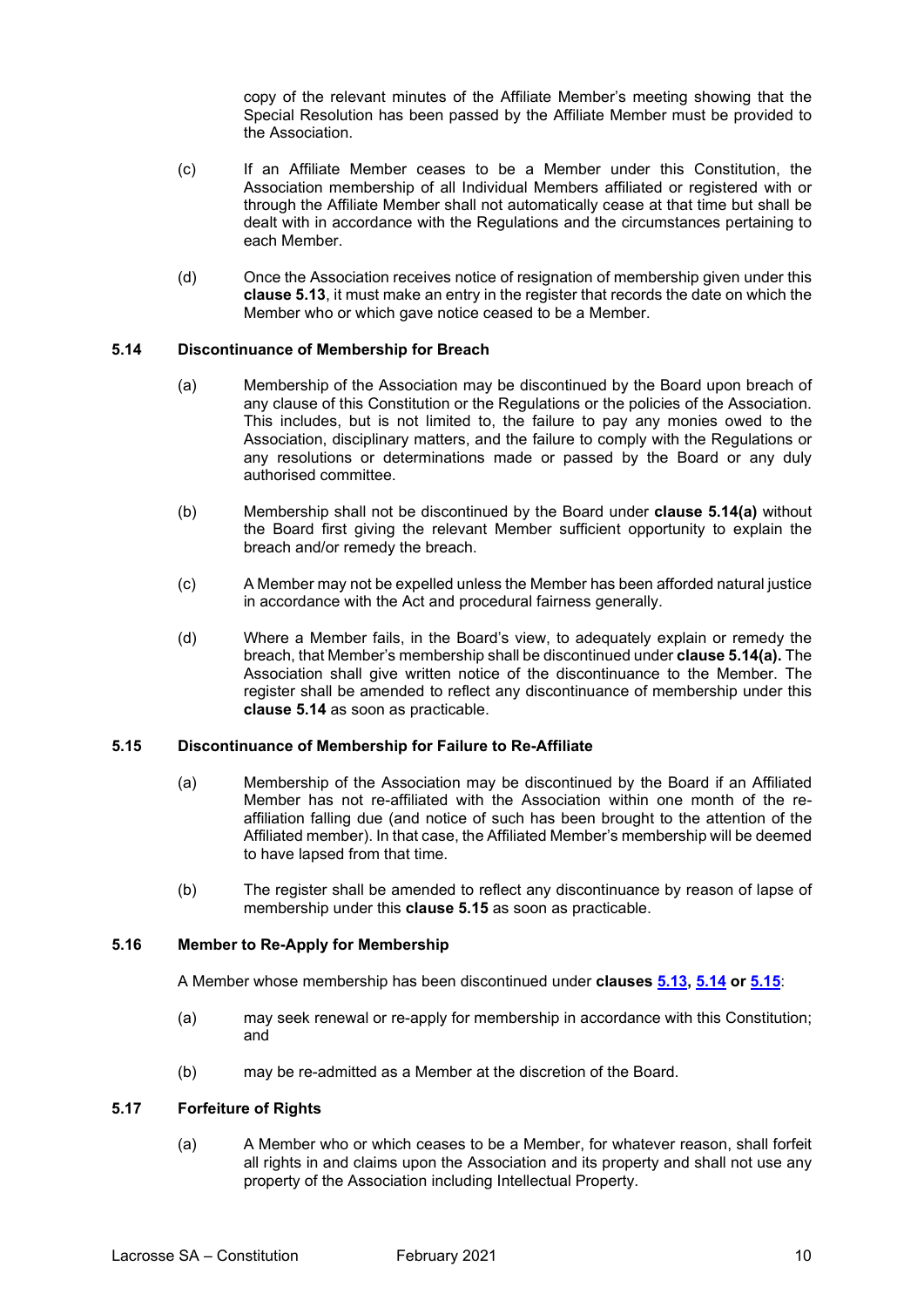copy of the relevant minutes of the Affiliate Member's meeting showing that the Special Resolution has been passed by the Affiliate Member must be provided to the Association.

(c) If an Affiliate Member ceases to be a Member under this Constitution, the Association membership of all Individual Members affiliated or registered with or through the Affiliate Member shall not automatically cease at that time but shall be dealt with in accordance with the Regulations and the circumstances pertaining to each Member.

(d) Once the Association receives notice of resignation of membership given under this **clause 5.13**, it must make an entry in the register that records the date on which the Member who or which gave notice ceased to be a Member.

### 5.14 Discontinuance of Membership for Breach

(a) Membership of the Association may be discontinued by the Board upon breach of any clause of this Constitution or the Regulations or the policies of the Association. This includes, but is not limited to, the failure to pay any monies owed to the Association, disciplinary matters, and the failure to comply with the Regulations or any resolutions or determinations made or passed by the Board or any duly authorised committee.

(b) Membership shall not be discontinued by the Board under **clause 5.14(a)** without the Board first giving the relevant Member sufficient opportunity to explain the breach and/or remedy the breach.

(c) A Member may not be expelled unless the Member has been afforded natural justice in accordance with the Act and procedural fairness generally.

(d) Where a Member fails, in the Board's view, to adequately explain or remedy the breach, that Member's membership shall be discontinued under **clause 5.14(a).** The Association shall give written notice of the discontinuance to the Member. The register shall be amended to reflect any discontinuance of membership under this **clause 5.14** as soon as practicable.

### 5.15 Discontinuance of Membership for Failure to Re-Affiliate

(a) Membership of the Association may be discontinued by the Board if an Affiliated Member has not re-affiliated with the Association within one month of the re-affiliation falling due (and notice of such has been brought to the attention of the Affiliated member). In that case, the Affiliated Member's membership will be deemed to have lapsed from that time.

(b) The register shall be amended to reflect any discontinuance by reason of lapse of membership under this **clause 5.15** as soon as practicable.

### 5.16 Member to Re-Apply for Membership

A Member whose membership has been discontinued under **clauses 5.13, 5.14 or 5.15**:

(a) may seek renewal or re-apply for membership in accordance with this Constitution; and

(b) may be re-admitted as a Member at the discretion of the Board.

### 5.17 Forfeiture of Rights

(a) A Member who or which ceases to be a Member, for whatever reason, shall forfeit all rights in and claims upon the Association and its property and shall not use any property of the Association including Intellectual Property.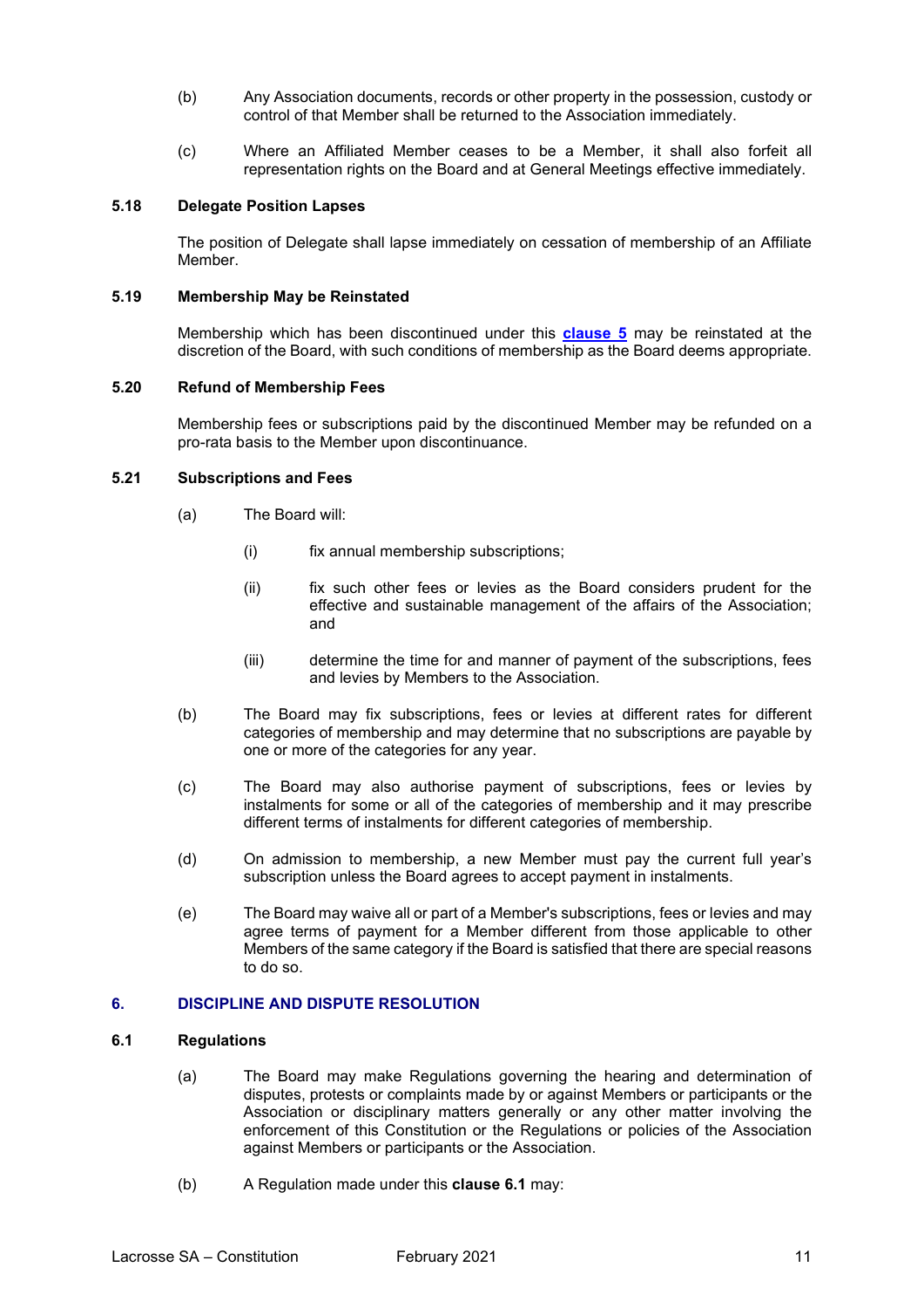(b) Any Association documents, records or other property in the possession, custody or control of that Member shall be returned to the Association immediately.

(c) Where an Affiliated Member ceases to be a Member, it shall also forfeit all representation rights on the Board and at General Meetings effective immediately.

### 5.18 Delegate Position Lapses

The position of Delegate shall lapse immediately on cessation of membership of an Affiliate Member.

### 5.19 Membership May be Reinstated

Membership which has been discontinued under this **clause 5** may be reinstated at the discretion of the Board, with such conditions of membership as the Board deems appropriate.

### 5.20 Refund of Membership Fees

Membership fees or subscriptions paid by the discontinued Member may be refunded on a pro-rata basis to the Member upon discontinuance.

### 5.21 Subscriptions and Fees

(a) The Board will:

- (i) fix annual membership subscriptions;
- (ii) fix such other fees or levies as the Board considers prudent for the effective and sustainable management of the affairs of the Association; and
- (iii) determine the time for and manner of payment of the subscriptions, fees and levies by Members to the Association.

(b) The Board may fix subscriptions, fees or levies at different rates for different categories of membership and may determine that no subscriptions are payable by one or more of the categories for any year.

(c) The Board may also authorise payment of subscriptions, fees or levies by instalments for some or all of the categories of membership and it may prescribe different terms of instalments for different categories of membership.

(d) On admission to membership, a new Member must pay the current full year's subscription unless the Board agrees to accept payment in instalments.

(e) The Board may waive all or part of a Member's subscriptions, fees or levies and may agree terms of payment for a Member different from those applicable to other Members of the same category if the Board is satisfied that there are special reasons to do so.

## 6. DISCIPLINE AND DISPUTE RESOLUTION

### 6.1 Regulations

(a) The Board may make Regulations governing the hearing and determination of disputes, protests or complaints made by or against Members or participants or the Association or disciplinary matters generally or any other matter involving the enforcement of this Constitution or the Regulations or policies of the Association against Members or participants or the Association.

(b) A Regulation made under this **clause 6.1** may: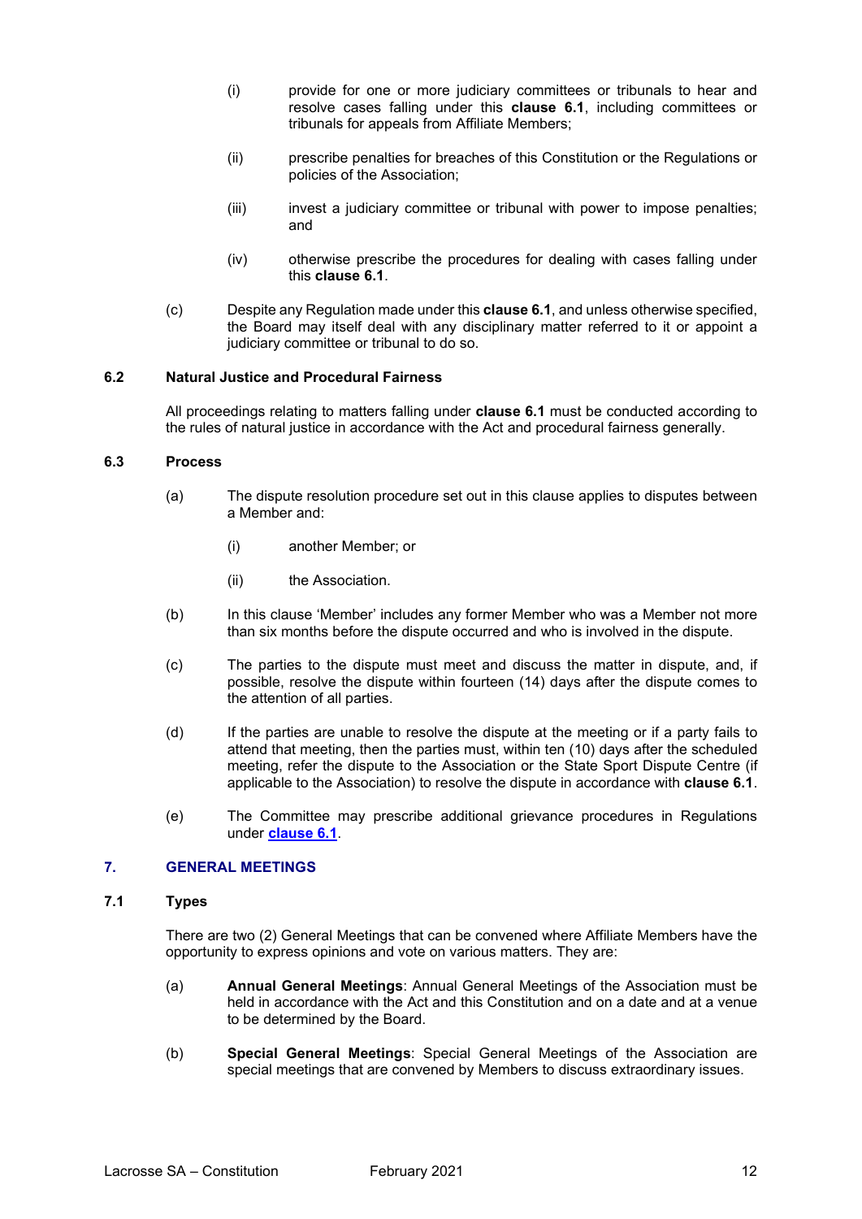(i) provide for one or more judiciary committees or tribunals to hear and resolve cases falling under this **clause 6.1**, including committees or tribunals for appeals from Affiliate Members;

(ii) prescribe penalties for breaches of this Constitution or the Regulations or policies of the Association;

(iii) invest a judiciary committee or tribunal with power to impose penalties; and

(iv) otherwise prescribe the procedures for dealing with cases falling under this **clause 6.1**.

(c) Despite any Regulation made under this **clause 6.1**, and unless otherwise specified, the Board may itself deal with any disciplinary matter referred to it or appoint a judiciary committee or tribunal to do so.

### 6.2 Natural Justice and Procedural Fairness

All proceedings relating to matters falling under **clause 6.1** must be conducted according to the rules of natural justice in accordance with the Act and procedural fairness generally.

### 6.3 Process

(a) The dispute resolution procedure set out in this clause applies to disputes between a Member and:

(i) another Member; or

(ii) the Association.

(b) In this clause 'Member' includes any former Member who was a Member not more than six months before the dispute occurred and who is involved in the dispute.

(c) The parties to the dispute must meet and discuss the matter in dispute, and, if possible, resolve the dispute within fourteen (14) days after the dispute comes to the attention of all parties.

(d) If the parties are unable to resolve the dispute at the meeting or if a party fails to attend that meeting, then the parties must, within ten (10) days after the scheduled meeting, refer the dispute to the Association or the State Sport Dispute Centre (if applicable to the Association) to resolve the dispute in accordance with **clause 6.1**.

(e) The Committee may prescribe additional grievance procedures in Regulations under **clause 6.1**.

## 7. GENERAL MEETINGS

### 7.1 Types

There are two (2) General Meetings that can be convened where Affiliate Members have the opportunity to express opinions and vote on various matters. They are:

(a) **Annual General Meetings**: Annual General Meetings of the Association must be held in accordance with the Act and this Constitution and on a date and at a venue to be determined by the Board.

(b) **Special General Meetings**: Special General Meetings of the Association are special meetings that are convened by Members to discuss extraordinary issues.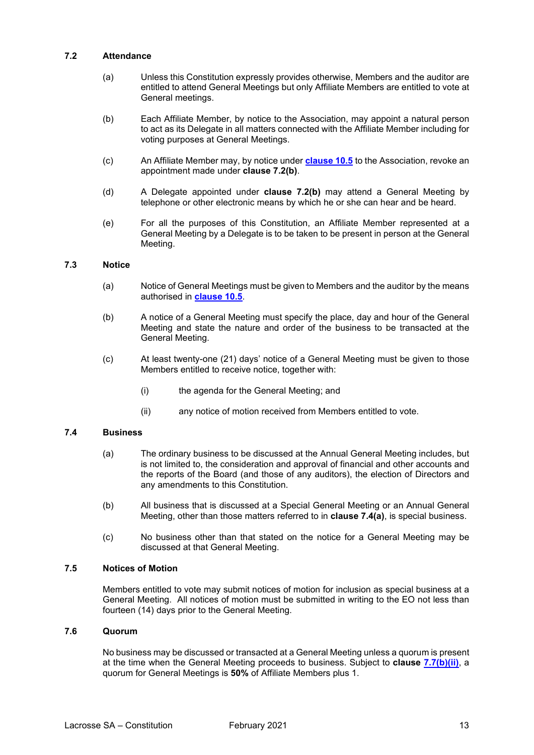### 7.2 Attendance

(a) Unless this Constitution expressly provides otherwise, Members and the auditor are entitled to attend General Meetings but only Affiliate Members are entitled to vote at General meetings.

(b) Each Affiliate Member, by notice to the Association, may appoint a natural person to act as its Delegate in all matters connected with the Affiliate Member including for voting purposes at General Meetings.

(c) An Affiliate Member may, by notice under **clause 10.5** to the Association, revoke an appointment made under **clause 7.2(b)**.

(d) A Delegate appointed under **clause 7.2(b)** may attend a General Meeting by telephone or other electronic means by which he or she can hear and be heard.

(e) For all the purposes of this Constitution, an Affiliate Member represented at a General Meeting by a Delegate is to be taken to be present in person at the General Meeting.

### 7.3 Notice

(a) Notice of General Meetings must be given to Members and the auditor by the means authorised in **clause 10.5**.

(b) A notice of a General Meeting must specify the place, day and hour of the General Meeting and state the nature and order of the business to be transacted at the General Meeting.

(c) At least twenty-one (21) days' notice of a General Meeting must be given to those Members entitled to receive notice, together with:

(i) the agenda for the General Meeting; and

(ii) any notice of motion received from Members entitled to vote.

### 7.4 Business

(a) The ordinary business to be discussed at the Annual General Meeting includes, but is not limited to, the consideration and approval of financial and other accounts and the reports of the Board (and those of any auditors), the election of Directors and any amendments to this Constitution.

(b) All business that is discussed at a Special General Meeting or an Annual General Meeting, other than those matters referred to in **clause 7.4(a)**, is special business.

(c) No business other than that stated on the notice for a General Meeting may be discussed at that General Meeting.

### 7.5 Notices of Motion

Members entitled to vote may submit notices of motion for inclusion as special business at a General Meeting. All notices of motion must be submitted in writing to the EO not less than fourteen (14) days prior to the General Meeting.

### 7.6 Quorum

No business may be discussed or transacted at a General Meeting unless a quorum is present at the time when the General Meeting proceeds to business. Subject to **clause 7.7(b)(ii)**, a quorum for General Meetings is **50%** of Affiliate Members plus 1.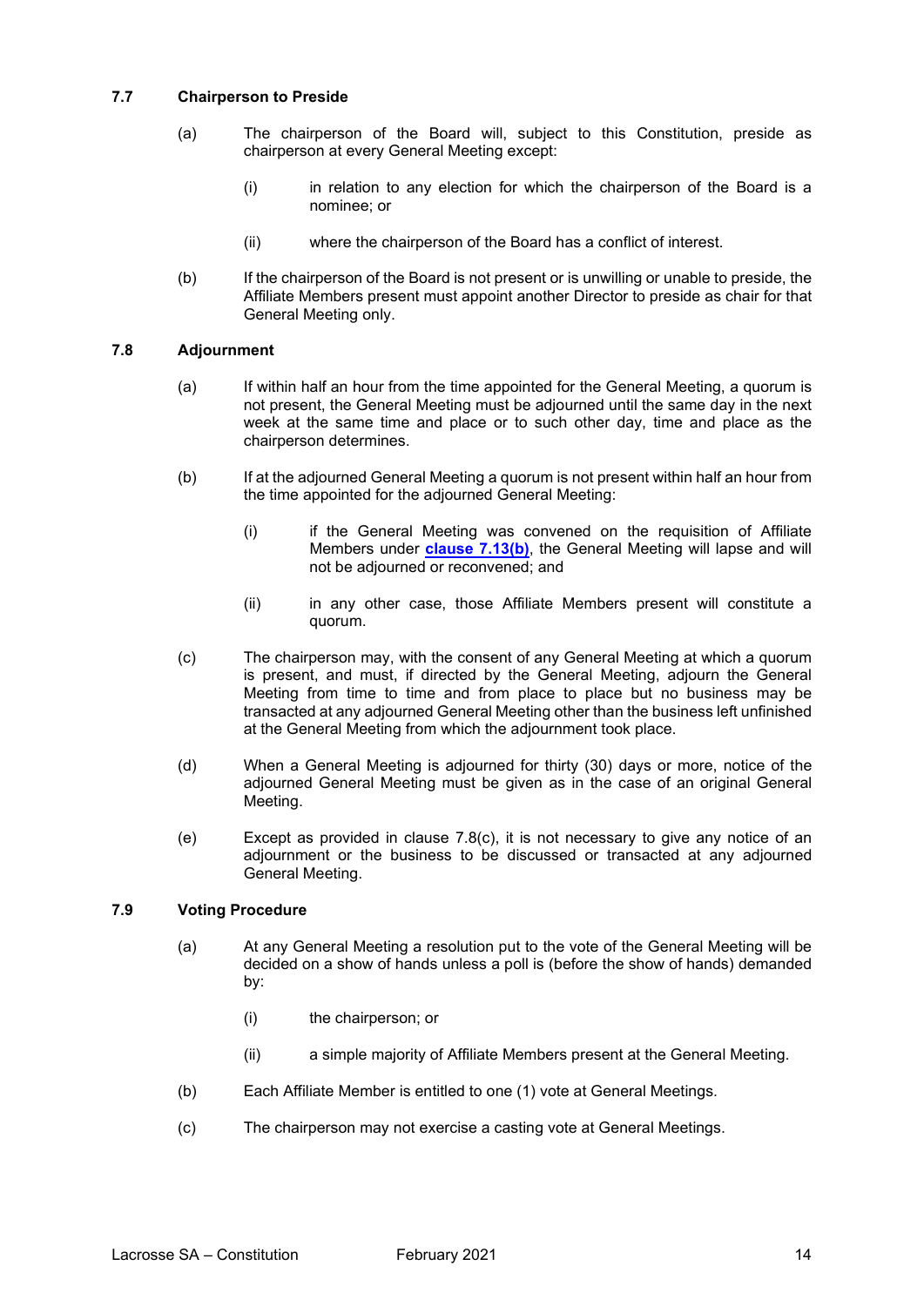### 7.7 Chairperson to Preside

(a) The chairperson of the Board will, subject to this Constitution, preside as chairperson at every General Meeting except:

   (i) in relation to any election for which the chairperson of the Board is a nominee; or

   (ii) where the chairperson of the Board has a conflict of interest.

(b) If the chairperson of the Board is not present or is unwilling or unable to preside, the Affiliate Members present must appoint another Director to preside as chair for that General Meeting only.

### 7.8 Adjournment

(a) If within half an hour from the time appointed for the General Meeting, a quorum is not present, the General Meeting must be adjourned until the same day in the next week at the same time and place or to such other day, time and place as the chairperson determines.

(b) If at the adjourned General Meeting a quorum is not present within half an hour from the time appointed for the adjourned General Meeting:

   (i) if the General Meeting was convened on the requisition of Affiliate Members under **clause 7.13(b)**, the General Meeting will lapse and will not be adjourned or reconvened; and

   (ii) in any other case, those Affiliate Members present will constitute a quorum.

(c) The chairperson may, with the consent of any General Meeting at which a quorum is present, and must, if directed by the General Meeting, adjourn the General Meeting from time to time and from place to place but no business may be transacted at any adjourned General Meeting other than the business left unfinished at the General Meeting from which the adjournment took place.

(d) When a General Meeting is adjourned for thirty (30) days or more, notice of the adjourned General Meeting must be given as in the case of an original General Meeting.

(e) Except as provided in clause 7.8(c), it is not necessary to give any notice of an adjournment or the business to be discussed or transacted at any adjourned General Meeting.

### 7.9 Voting Procedure

(a) At any General Meeting a resolution put to the vote of the General Meeting will be decided on a show of hands unless a poll is (before the show of hands) demanded by:

   (i) the chairperson; or

   (ii) a simple majority of Affiliate Members present at the General Meeting.

(b) Each Affiliate Member is entitled to one (1) vote at General Meetings.

(c) The chairperson may not exercise a casting vote at General Meetings.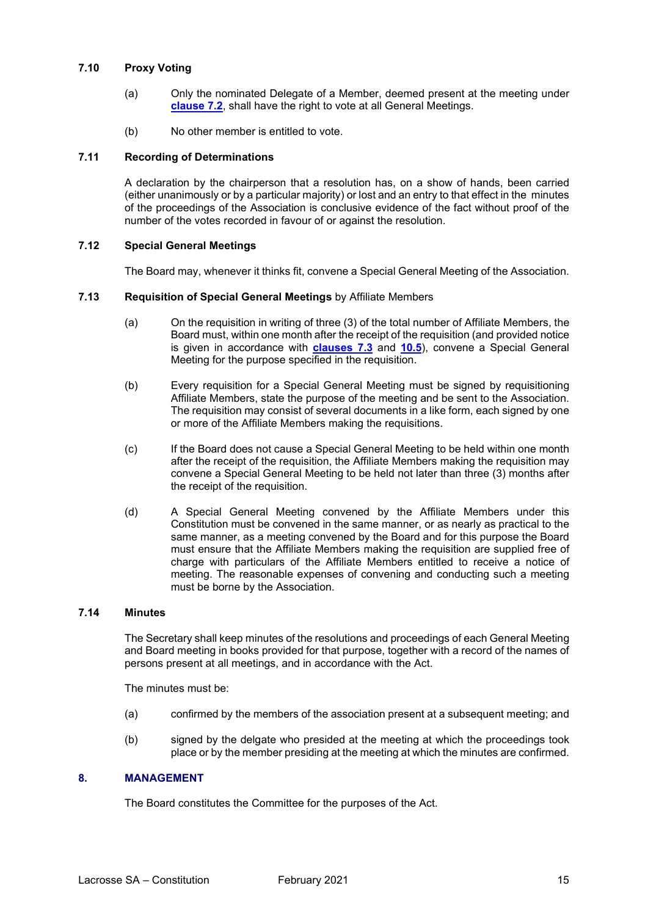### 7.10 Proxy Voting

(a) Only the nominated Delegate of a Member, deemed present at the meeting under **clause 7.2**, shall have the right to vote at all General Meetings.

(b) No other member is entitled to vote.

### 7.11 Recording of Determinations

A declaration by the chairperson that a resolution has, on a show of hands, been carried (either unanimously or by a particular majority) or lost and an entry to that effect in the minutes of the proceedings of the Association is conclusive evidence of the fact without proof of the number of the votes recorded in favour of or against the resolution.

### 7.12 Special General Meetings

The Board may, whenever it thinks fit, convene a Special General Meeting of the Association.

### 7.13 Requisition of Special General Meetings by Affiliate Members

(a) On the requisition in writing of three (3) of the total number of Affiliate Members, the Board must, within one month after the receipt of the requisition (and provided notice is given in accordance with **clauses 7.3** and **10.5**), convene a Special General Meeting for the purpose specified in the requisition.

(b) Every requisition for a Special General Meeting must be signed by requisitioning Affiliate Members, state the purpose of the meeting and be sent to the Association. The requisition may consist of several documents in a like form, each signed by one or more of the Affiliate Members making the requisitions.

(c) If the Board does not cause a Special General Meeting to be held within one month after the receipt of the requisition, the Affiliate Members making the requisition may convene a Special General Meeting to be held not later than three (3) months after the receipt of the requisition.

(d) A Special General Meeting convened by the Affiliate Members under this Constitution must be convened in the same manner, or as nearly as practical to the same manner, as a meeting convened by the Board and for this purpose the Board must ensure that the Affiliate Members making the requisition are supplied free of charge with particulars of the Affiliate Members entitled to receive a notice of meeting. The reasonable expenses of convening and conducting such a meeting must be borne by the Association.

### 7.14 Minutes

The Secretary shall keep minutes of the resolutions and proceedings of each General Meeting and Board meeting in books provided for that purpose, together with a record of the names of persons present at all meetings, and in accordance with the Act.

The minutes must be:

(a) confirmed by the members of the association present at a subsequent meeting; and

(b) signed by the delgate who presided at the meeting at which the proceedings took place or by the member presiding at the meeting at which the minutes are confirmed.

## 8. MANAGEMENT

The Board constitutes the Committee for the purposes of the Act.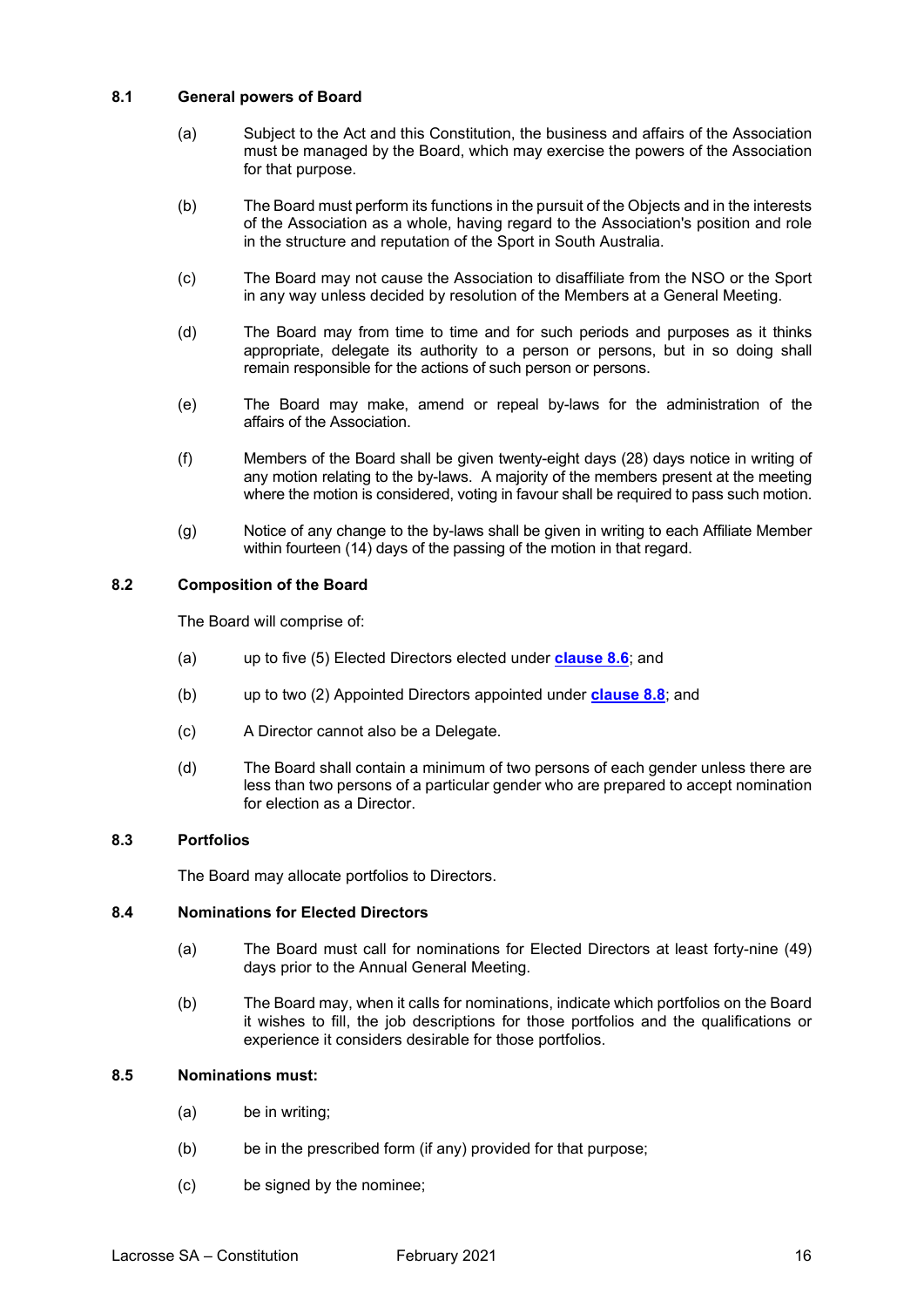### 8.1 General powers of Board

(a) Subject to the Act and this Constitution, the business and affairs of the Association must be managed by the Board, which may exercise the powers of the Association for that purpose.

(b) The Board must perform its functions in the pursuit of the Objects and in the interests of the Association as a whole, having regard to the Association's position and role in the structure and reputation of the Sport in South Australia.

(c) The Board may not cause the Association to disaffiliate from the NSO or the Sport in any way unless decided by resolution of the Members at a General Meeting.

(d) The Board may from time to time and for such periods and purposes as it thinks appropriate, delegate its authority to a person or persons, but in so doing shall remain responsible for the actions of such person or persons.

(e) The Board may make, amend or repeal by-laws for the administration of the affairs of the Association.

(f) Members of the Board shall be given twenty-eight days (28) days notice in writing of any motion relating to the by-laws. A majority of the members present at the meeting where the motion is considered, voting in favour shall be required to pass such motion.

(g) Notice of any change to the by-laws shall be given in writing to each Affiliate Member within fourteen (14) days of the passing of the motion in that regard.

### 8.2 Composition of the Board

The Board will comprise of:

(a) up to five (5) Elected Directors elected under **clause 8.6**; and

(b) up to two (2) Appointed Directors appointed under **clause 8.8**; and

(c) A Director cannot also be a Delegate.

(d) The Board shall contain a minimum of two persons of each gender unless there are less than two persons of a particular gender who are prepared to accept nomination for election as a Director.

### 8.3 Portfolios

The Board may allocate portfolios to Directors.

### 8.4 Nominations for Elected Directors

(a) The Board must call for nominations for Elected Directors at least forty-nine (49) days prior to the Annual General Meeting.

(b) The Board may, when it calls for nominations, indicate which portfolios on the Board it wishes to fill, the job descriptions for those portfolios and the qualifications or experience it considers desirable for those portfolios.

### 8.5 Nominations must:

(a) be in writing;

(b) be in the prescribed form (if any) provided for that purpose;

(c) be signed by the nominee;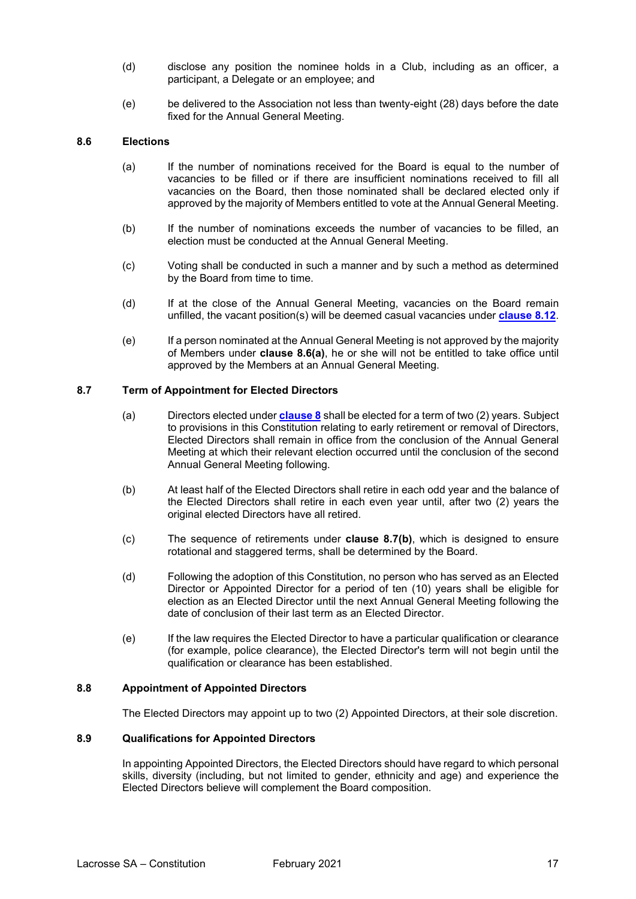(d) disclose any position the nominee holds in a Club, including as an officer, a participant, a Delegate or an employee; and

(e) be delivered to the Association not less than twenty-eight (28) days before the date fixed for the Annual General Meeting.

### 8.6 Elections

(a) If the number of nominations received for the Board is equal to the number of vacancies to be filled or if there are insufficient nominations received to fill all vacancies on the Board, then those nominated shall be declared elected only if approved by the majority of Members entitled to vote at the Annual General Meeting.

(b) If the number of nominations exceeds the number of vacancies to be filled, an election must be conducted at the Annual General Meeting.

(c) Voting shall be conducted in such a manner and by such a method as determined by the Board from time to time.

(d) If at the close of the Annual General Meeting, vacancies on the Board remain unfilled, the vacant position(s) will be deemed casual vacancies under **clause 8.12**.

(e) If a person nominated at the Annual General Meeting is not approved by the majority of Members under **clause 8.6(a)**, he or she will not be entitled to take office until approved by the Members at an Annual General Meeting.

### 8.7 Term of Appointment for Elected Directors

(a) Directors elected under **clause 8** shall be elected for a term of two (2) years. Subject to provisions in this Constitution relating to early retirement or removal of Directors, Elected Directors shall remain in office from the conclusion of the Annual General Meeting at which their relevant election occurred until the conclusion of the second Annual General Meeting following.

(b) At least half of the Elected Directors shall retire in each odd year and the balance of the Elected Directors shall retire in each even year until, after two (2) years the original elected Directors have all retired.

(c) The sequence of retirements under **clause 8.7(b)**, which is designed to ensure rotational and staggered terms, shall be determined by the Board.

(d) Following the adoption of this Constitution, no person who has served as an Elected Director or Appointed Director for a period of ten (10) years shall be eligible for election as an Elected Director until the next Annual General Meeting following the date of conclusion of their last term as an Elected Director.

(e) If the law requires the Elected Director to have a particular qualification or clearance (for example, police clearance), the Elected Director's term will not begin until the qualification or clearance has been established.

### 8.8 Appointment of Appointed Directors

The Elected Directors may appoint up to two (2) Appointed Directors, at their sole discretion.

### 8.9 Qualifications for Appointed Directors

In appointing Appointed Directors, the Elected Directors should have regard to which personal skills, diversity (including, but not limited to gender, ethnicity and age) and experience the Elected Directors believe will complement the Board composition.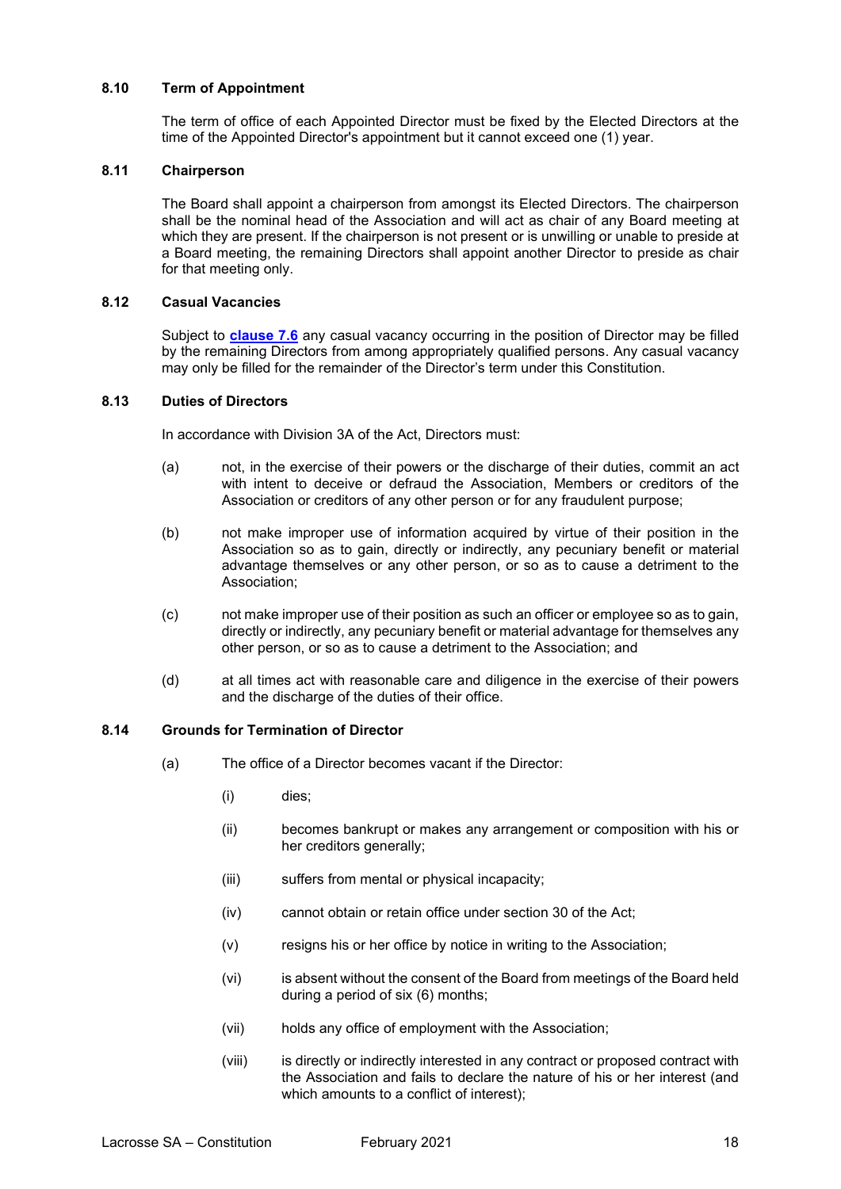### 8.10 Term of Appointment

The term of office of each Appointed Director must be fixed by the Elected Directors at the time of the Appointed Director's appointment but it cannot exceed one (1) year.

### 8.11 Chairperson

The Board shall appoint a chairperson from amongst its Elected Directors. The chairperson shall be the nominal head of the Association and will act as chair of any Board meeting at which they are present. If the chairperson is not present or is unwilling or unable to preside at a Board meeting, the remaining Directors shall appoint another Director to preside as chair for that meeting only.

### 8.12 Casual Vacancies

Subject to **clause 7.6** any casual vacancy occurring in the position of Director may be filled by the remaining Directors from among appropriately qualified persons. Any casual vacancy may only be filled for the remainder of the Director's term under this Constitution.

### 8.13 Duties of Directors

In accordance with Division 3A of the Act, Directors must:

(a) not, in the exercise of their powers or the discharge of their duties, commit an act with intent to deceive or defraud the Association, Members or creditors of the Association or creditors of any other person or for any fraudulent purpose;

(b) not make improper use of information acquired by virtue of their position in the Association so as to gain, directly or indirectly, any pecuniary benefit or material advantage themselves or any other person, or so as to cause a detriment to the Association;

(c) not make improper use of their position as such an officer or employee so as to gain, directly or indirectly, any pecuniary benefit or material advantage for themselves any other person, or so as to cause a detriment to the Association; and

(d) at all times act with reasonable care and diligence in the exercise of their powers and the discharge of the duties of their office.

### 8.14 Grounds for Termination of Director

(a) The office of a Director becomes vacant if the Director:

(i) dies;

(ii) becomes bankrupt or makes any arrangement or composition with his or her creditors generally;

(iii) suffers from mental or physical incapacity;

(iv) cannot obtain or retain office under section 30 of the Act;

(v) resigns his or her office by notice in writing to the Association;

(vi) is absent without the consent of the Board from meetings of the Board held during a period of six (6) months;

(vii) holds any office of employment with the Association;

(viii) is directly or indirectly interested in any contract or proposed contract with the Association and fails to declare the nature of his or her interest (and which amounts to a conflict of interest);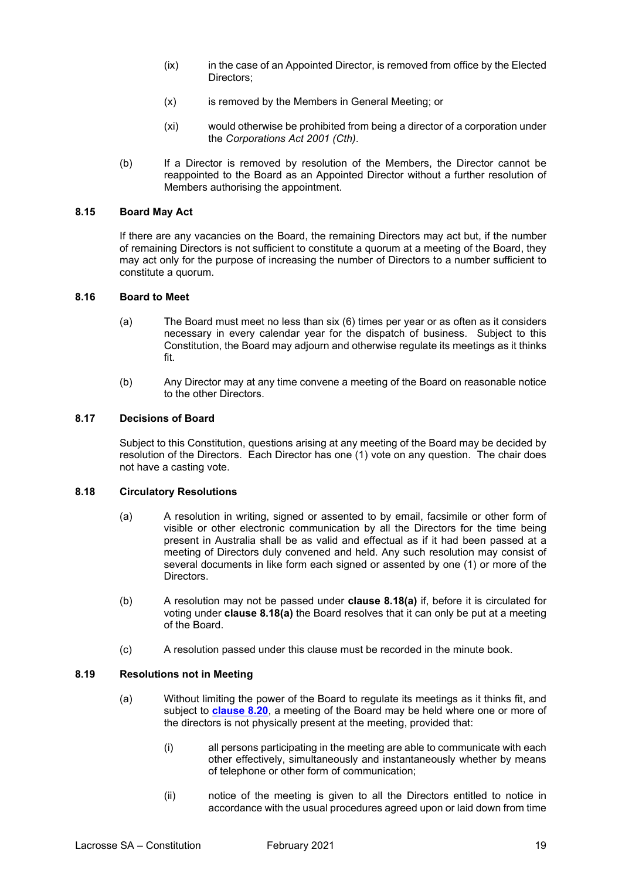(ix) in the case of an Appointed Director, is removed from office by the Elected Directors;

(x) is removed by the Members in General Meeting; or

(xi) would otherwise be prohibited from being a director of a corporation under the *Corporations Act 2001 (Cth)*.

(b) If a Director is removed by resolution of the Members, the Director cannot be reappointed to the Board as an Appointed Director without a further resolution of Members authorising the appointment.

### 8.15 Board May Act

If there are any vacancies on the Board, the remaining Directors may act but, if the number of remaining Directors is not sufficient to constitute a quorum at a meeting of the Board, they may act only for the purpose of increasing the number of Directors to a number sufficient to constitute a quorum.

### 8.16 Board to Meet

(a) The Board must meet no less than six (6) times per year or as often as it considers necessary in every calendar year for the dispatch of business. Subject to this Constitution, the Board may adjourn and otherwise regulate its meetings as it thinks fit.

(b) Any Director may at any time convene a meeting of the Board on reasonable notice to the other Directors.

### 8.17 Decisions of Board

Subject to this Constitution, questions arising at any meeting of the Board may be decided by resolution of the Directors. Each Director has one (1) vote on any question. The chair does not have a casting vote.

### 8.18 Circulatory Resolutions

(a) A resolution in writing, signed or assented to by email, facsimile or other form of visible or other electronic communication by all the Directors for the time being present in Australia shall be as valid and effectual as if it had been passed at a meeting of Directors duly convened and held. Any such resolution may consist of several documents in like form each signed or assented by one (1) or more of the Directors.

(b) A resolution may not be passed under **clause 8.18(a)** if, before it is circulated for voting under **clause 8.18(a)** the Board resolves that it can only be put at a meeting of the Board.

(c) A resolution passed under this clause must be recorded in the minute book.

### 8.19 Resolutions not in Meeting

(a) Without limiting the power of the Board to regulate its meetings as it thinks fit, and subject to **clause 8.20**, a meeting of the Board may be held where one or more of the directors is not physically present at the meeting, provided that:

(i) all persons participating in the meeting are able to communicate with each other effectively, simultaneously and instantaneously whether by means of telephone or other form of communication;

(ii) notice of the meeting is given to all the Directors entitled to notice in accordance with the usual procedures agreed upon or laid down from time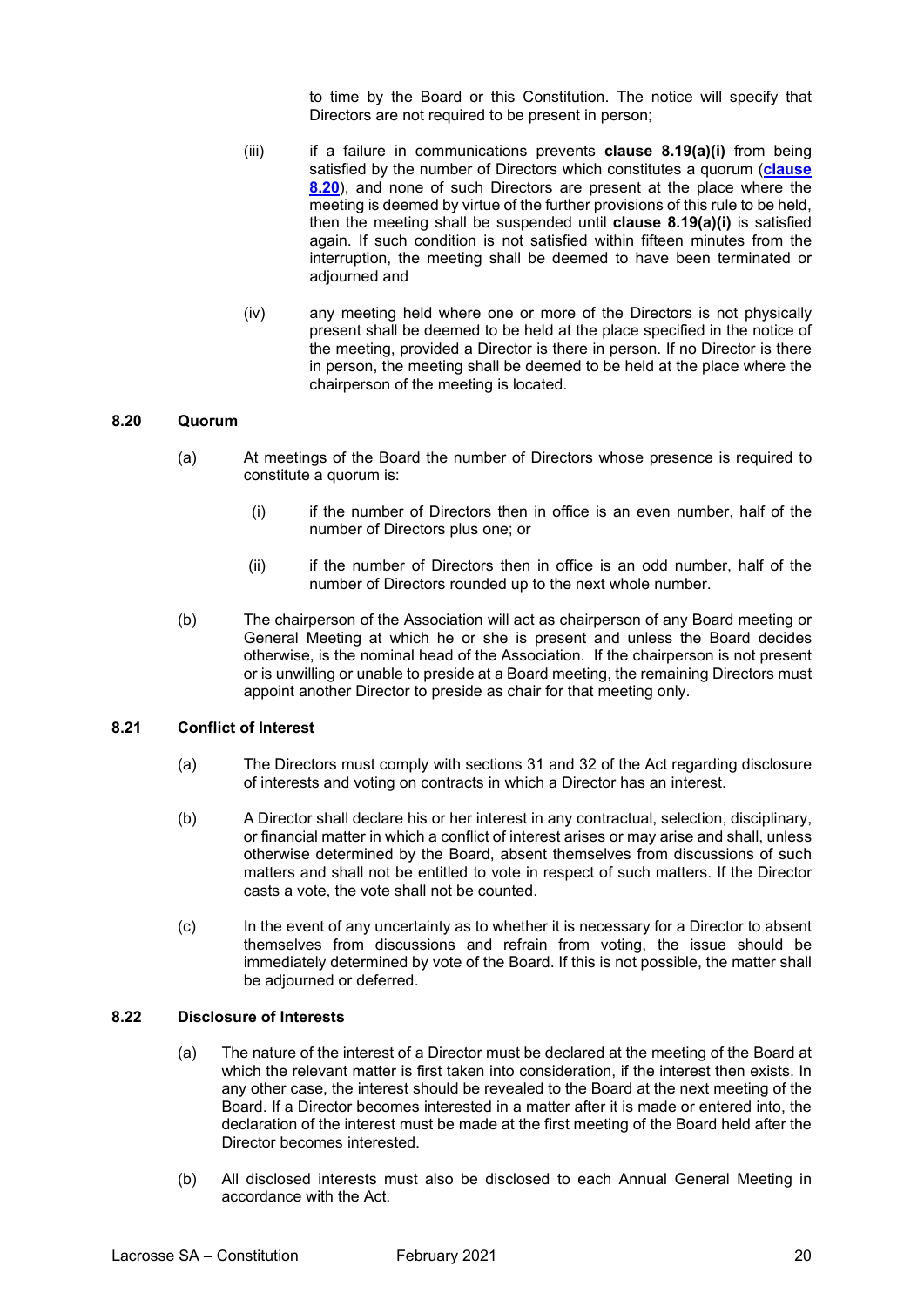to time by the Board or this Constitution. The notice will specify that Directors are not required to be present in person;

(iii) if a failure in communications prevents **clause 8.19(a)(i)** from being satisfied by the number of Directors which constitutes a quorum (**clause 8.20**), and none of such Directors are present at the place where the meeting is deemed by virtue of the further provisions of this rule to be held, then the meeting shall be suspended until **clause 8.19(a)(i)** is satisfied again. If such condition is not satisfied within fifteen minutes from the interruption, the meeting shall be deemed to have been terminated or adjourned and

(iv) any meeting held where one or more of the Directors is not physically present shall be deemed to be held at the place specified in the notice of the meeting, provided a Director is there in person. If no Director is there in person, the meeting shall be deemed to be held at the place where the chairperson of the meeting is located.

### 8.20 Quorum

(a) At meetings of the Board the number of Directors whose presence is required to constitute a quorum is:

(i) if the number of Directors then in office is an even number, half of the number of Directors plus one; or

(ii) if the number of Directors then in office is an odd number, half of the number of Directors rounded up to the next whole number.

(b) The chairperson of the Association will act as chairperson of any Board meeting or General Meeting at which he or she is present and unless the Board decides otherwise, is the nominal head of the Association. If the chairperson is not present or is unwilling or unable to preside at a Board meeting, the remaining Directors must appoint another Director to preside as chair for that meeting only.

### 8.21 Conflict of Interest

(a) The Directors must comply with sections 31 and 32 of the Act regarding disclosure of interests and voting on contracts in which a Director has an interest.

(b) A Director shall declare his or her interest in any contractual, selection, disciplinary, or financial matter in which a conflict of interest arises or may arise and shall, unless otherwise determined by the Board, absent themselves from discussions of such matters and shall not be entitled to vote in respect of such matters. If the Director casts a vote, the vote shall not be counted.

(c) In the event of any uncertainty as to whether it is necessary for a Director to absent themselves from discussions and refrain from voting, the issue should be immediately determined by vote of the Board. If this is not possible, the matter shall be adjourned or deferred.

### 8.22 Disclosure of Interests

(a) The nature of the interest of a Director must be declared at the meeting of the Board at which the relevant matter is first taken into consideration, if the interest then exists. In any other case, the interest should be revealed to the Board at the next meeting of the Board. If a Director becomes interested in a matter after it is made or entered into, the declaration of the interest must be made at the first meeting of the Board held after the Director becomes interested.

(b) All disclosed interests must also be disclosed to each Annual General Meeting in accordance with the Act.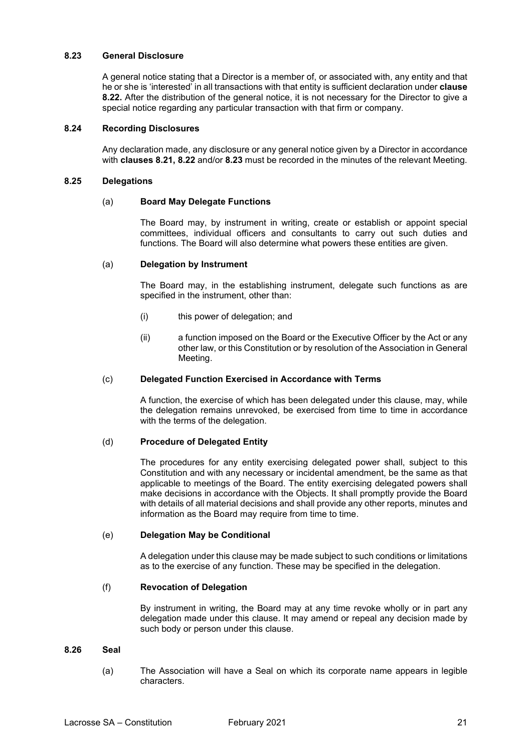### 8.23 General Disclosure

A general notice stating that a Director is a member of, or associated with, any entity and that he or she is 'interested' in all transactions with that entity is sufficient declaration under **clause 8.22.** After the distribution of the general notice, it is not necessary for the Director to give a special notice regarding any particular transaction with that firm or company.

### 8.24 Recording Disclosures

Any declaration made, any disclosure or any general notice given by a Director in accordance with **clauses 8.21, 8.22** and/or **8.23** must be recorded in the minutes of the relevant Meeting.

### 8.25 Delegations

(a) **Board May Delegate Functions**

The Board may, by instrument in writing, create or establish or appoint special committees, individual officers and consultants to carry out such duties and functions. The Board will also determine what powers these entities are given.

(a) **Delegation by Instrument**

The Board may, in the establishing instrument, delegate such functions as are specified in the instrument, other than:

(i) this power of delegation; and

(ii) a function imposed on the Board or the Executive Officer by the Act or any other law, or this Constitution or by resolution of the Association in General Meeting.

(c) **Delegated Function Exercised in Accordance with Terms**

A function, the exercise of which has been delegated under this clause, may, while the delegation remains unrevoked, be exercised from time to time in accordance with the terms of the delegation.

(d) **Procedure of Delegated Entity**

The procedures for any entity exercising delegated power shall, subject to this Constitution and with any necessary or incidental amendment, be the same as that applicable to meetings of the Board. The entity exercising delegated powers shall make decisions in accordance with the Objects. It shall promptly provide the Board with details of all material decisions and shall provide any other reports, minutes and information as the Board may require from time to time.

(e) **Delegation May be Conditional**

A delegation under this clause may be made subject to such conditions or limitations as to the exercise of any function. These may be specified in the delegation.

(f) **Revocation of Delegation**

By instrument in writing, the Board may at any time revoke wholly or in part any delegation made under this clause. It may amend or repeal any decision made by such body or person under this clause.

### 8.26 Seal

(a) The Association will have a Seal on which its corporate name appears in legible characters.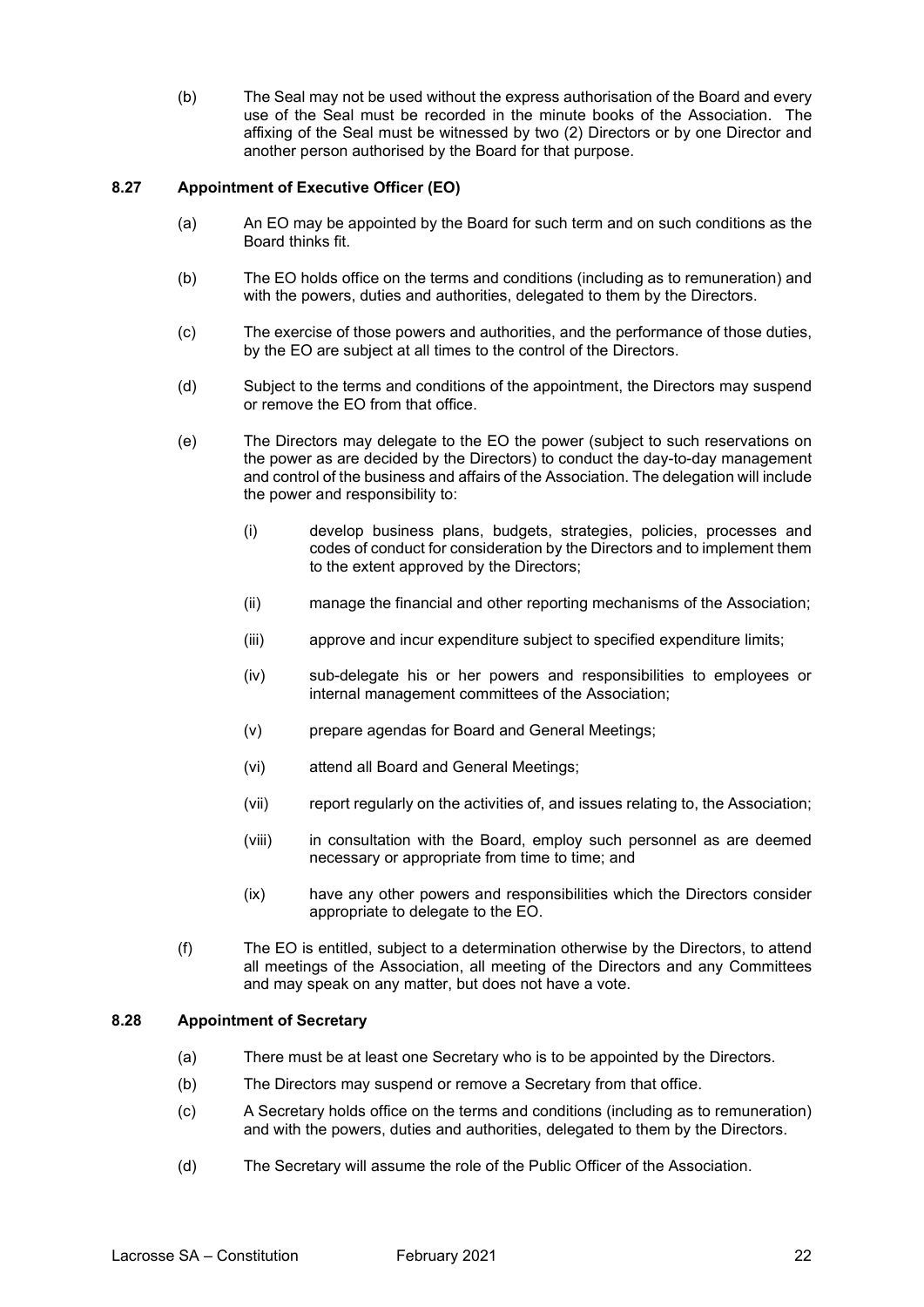(b) The Seal may not be used without the express authorisation of the Board and every use of the Seal must be recorded in the minute books of the Association. The affixing of the Seal must be witnessed by two (2) Directors or by one Director and another person authorised by the Board for that purpose.

### 8.27 Appointment of Executive Officer (EO)

(a) An EO may be appointed by the Board for such term and on such conditions as the Board thinks fit.

(b) The EO holds office on the terms and conditions (including as to remuneration) and with the powers, duties and authorities, delegated to them by the Directors.

(c) The exercise of those powers and authorities, and the performance of those duties, by the EO are subject at all times to the control of the Directors.

(d) Subject to the terms and conditions of the appointment, the Directors may suspend or remove the EO from that office.

(e) The Directors may delegate to the EO the power (subject to such reservations on the power as are decided by the Directors) to conduct the day-to-day management and control of the business and affairs of the Association. The delegation will include the power and responsibility to:

(i) develop business plans, budgets, strategies, policies, processes and codes of conduct for consideration by the Directors and to implement them to the extent approved by the Directors;

(ii) manage the financial and other reporting mechanisms of the Association;

(iii) approve and incur expenditure subject to specified expenditure limits;

(iv) sub-delegate his or her powers and responsibilities to employees or internal management committees of the Association;

(v) prepare agendas for Board and General Meetings;

(vi) attend all Board and General Meetings;

(vii) report regularly on the activities of, and issues relating to, the Association;

(viii) in consultation with the Board, employ such personnel as are deemed necessary or appropriate from time to time; and

(ix) have any other powers and responsibilities which the Directors consider appropriate to delegate to the EO.

(f) The EO is entitled, subject to a determination otherwise by the Directors, to attend all meetings of the Association, all meeting of the Directors and any Committees and may speak on any matter, but does not have a vote.

### 8.28 Appointment of Secretary

(a) There must be at least one Secretary who is to be appointed by the Directors.

(b) The Directors may suspend or remove a Secretary from that office.

(c) A Secretary holds office on the terms and conditions (including as to remuneration) and with the powers, duties and authorities, delegated to them by the Directors.

(d) The Secretary will assume the role of the Public Officer of the Association.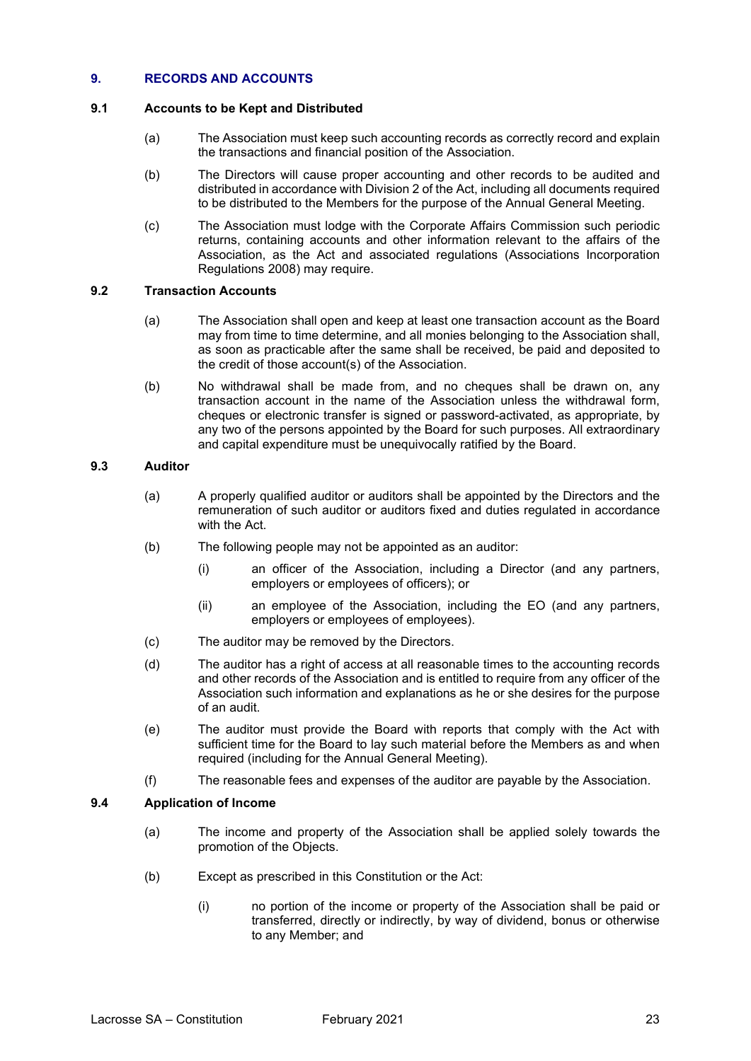## 9. RECORDS AND ACCOUNTS

### 9.1 Accounts to be Kept and Distributed

(a) The Association must keep such accounting records as correctly record and explain the transactions and financial position of the Association.

(b) The Directors will cause proper accounting and other records to be audited and distributed in accordance with Division 2 of the Act, including all documents required to be distributed to the Members for the purpose of the Annual General Meeting.

(c) The Association must lodge with the Corporate Affairs Commission such periodic returns, containing accounts and other information relevant to the affairs of the Association, as the Act and associated regulations (Associations Incorporation Regulations 2008) may require.

### 9.2 Transaction Accounts

(a) The Association shall open and keep at least one transaction account as the Board may from time to time determine, and all monies belonging to the Association shall, as soon as practicable after the same shall be received, be paid and deposited to the credit of those account(s) of the Association.

(b) No withdrawal shall be made from, and no cheques shall be drawn on, any transaction account in the name of the Association unless the withdrawal form, cheques or electronic transfer is signed or password-activated, as appropriate, by any two of the persons appointed by the Board for such purposes. All extraordinary and capital expenditure must be unequivocally ratified by the Board.

### 9.3 Auditor

(a) A properly qualified auditor or auditors shall be appointed by the Directors and the remuneration of such auditor or auditors fixed and duties regulated in accordance with the Act.

(b) The following people may not be appointed as an auditor:

- (i) an officer of the Association, including a Director (and any partners, employers or employees of officers); or
- (ii) an employee of the Association, including the EO (and any partners, employers or employees of employees).

(c) The auditor may be removed by the Directors.

(d) The auditor has a right of access at all reasonable times to the accounting records and other records of the Association and is entitled to require from any officer of the Association such information and explanations as he or she desires for the purpose of an audit.

(e) The auditor must provide the Board with reports that comply with the Act with sufficient time for the Board to lay such material before the Members as and when required (including for the Annual General Meeting).

(f) The reasonable fees and expenses of the auditor are payable by the Association.

### 9.4 Application of Income

(a) The income and property of the Association shall be applied solely towards the promotion of the Objects.

(b) Except as prescribed in this Constitution or the Act:

- (i) no portion of the income or property of the Association shall be paid or transferred, directly or indirectly, by way of dividend, bonus or otherwise to any Member; and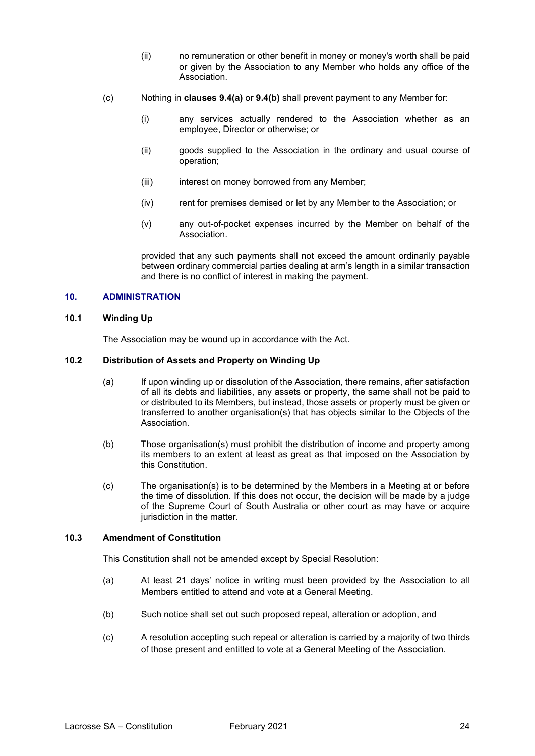(ii) no remuneration or other benefit in money or money's worth shall be paid or given by the Association to any Member who holds any office of the Association.

(c) Nothing in **clauses 9.4(a)** or **9.4(b)** shall prevent payment to any Member for:

(i) any services actually rendered to the Association whether as an employee, Director or otherwise; or

(ii) goods supplied to the Association in the ordinary and usual course of operation;

(iii) interest on money borrowed from any Member;

(iv) rent for premises demised or let by any Member to the Association; or

(v) any out-of-pocket expenses incurred by the Member on behalf of the Association.

provided that any such payments shall not exceed the amount ordinarily payable between ordinary commercial parties dealing at arm's length in a similar transaction and there is no conflict of interest in making the payment.

## 10. ADMINISTRATION

### 10.1 Winding Up

The Association may be wound up in accordance with the Act.

### 10.2 Distribution of Assets and Property on Winding Up

(a) If upon winding up or dissolution of the Association, there remains, after satisfaction of all its debts and liabilities, any assets or property, the same shall not be paid to or distributed to its Members, but instead, those assets or property must be given or transferred to another organisation(s) that has objects similar to the Objects of the Association.

(b) Those organisation(s) must prohibit the distribution of income and property among its members to an extent at least as great as that imposed on the Association by this Constitution.

(c) The organisation(s) is to be determined by the Members in a Meeting at or before the time of dissolution. If this does not occur, the decision will be made by a judge of the Supreme Court of South Australia or other court as may have or acquire jurisdiction in the matter.

### 10.3 Amendment of Constitution

This Constitution shall not be amended except by Special Resolution:

(a) At least 21 days' notice in writing must been provided by the Association to all Members entitled to attend and vote at a General Meeting.

(b) Such notice shall set out such proposed repeal, alteration or adoption, and

(c) A resolution accepting such repeal or alteration is carried by a majority of two thirds of those present and entitled to vote at a General Meeting of the Association.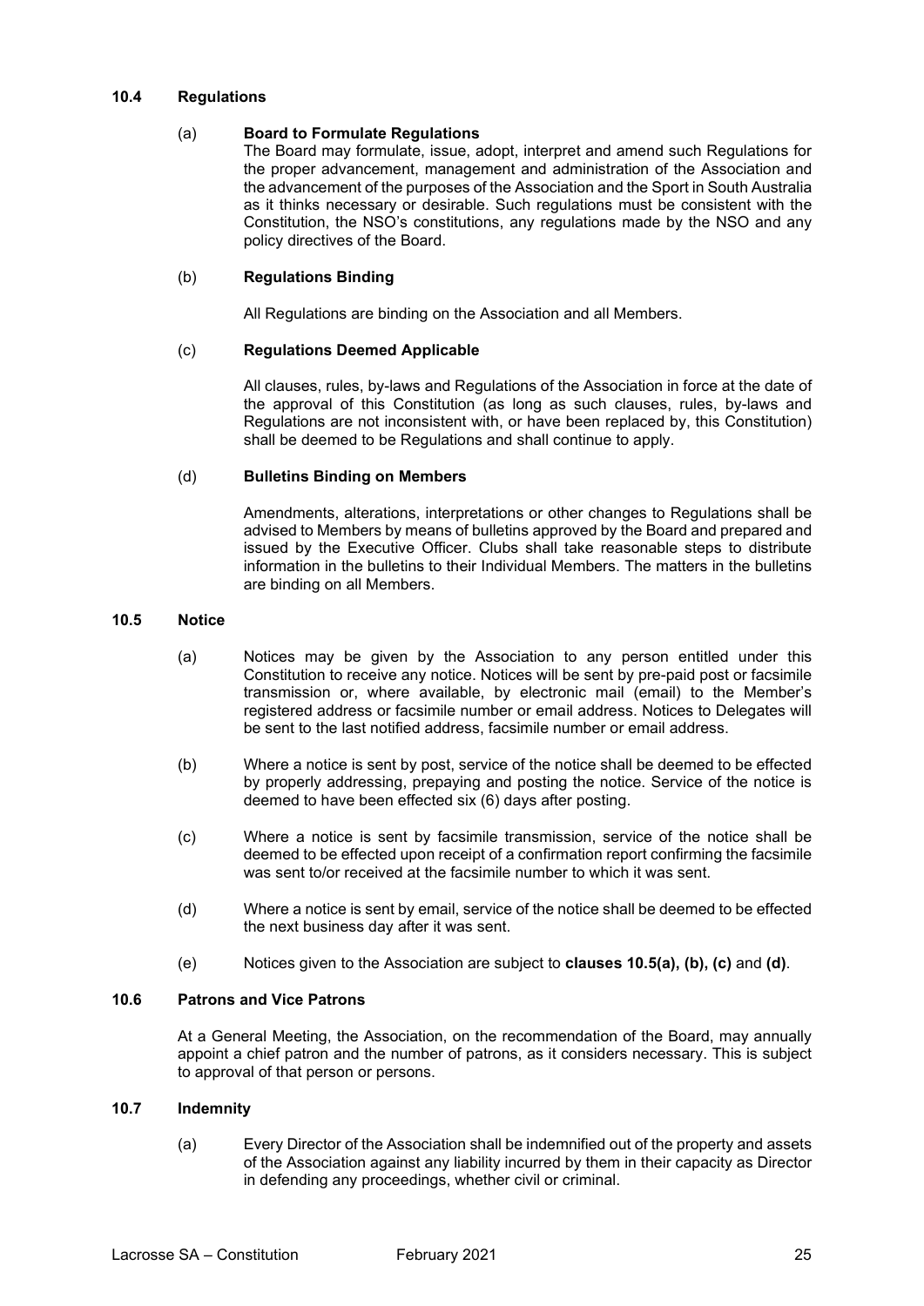### 10.4 Regulations

(a) **Board to Formulate Regulations**

The Board may formulate, issue, adopt, interpret and amend such Regulations for the proper advancement, management and administration of the Association and the advancement of the purposes of the Association and the Sport in South Australia as it thinks necessary or desirable. Such regulations must be consistent with the Constitution, the NSO's constitutions, any regulations made by the NSO and any policy directives of the Board.

(b) **Regulations Binding**

All Regulations are binding on the Association and all Members.

(c) **Regulations Deemed Applicable**

All clauses, rules, by-laws and Regulations of the Association in force at the date of the approval of this Constitution (as long as such clauses, rules, by-laws and Regulations are not inconsistent with, or have been replaced by, this Constitution) shall be deemed to be Regulations and shall continue to apply.

(d) **Bulletins Binding on Members**

Amendments, alterations, interpretations or other changes to Regulations shall be advised to Members by means of bulletins approved by the Board and prepared and issued by the Executive Officer. Clubs shall take reasonable steps to distribute information in the bulletins to their Individual Members. The matters in the bulletins are binding on all Members.

### 10.5 Notice

(a) Notices may be given by the Association to any person entitled under this Constitution to receive any notice. Notices will be sent by pre-paid post or facsimile transmission or, where available, by electronic mail (email) to the Member's registered address or facsimile number or email address. Notices to Delegates will be sent to the last notified address, facsimile number or email address.

(b) Where a notice is sent by post, service of the notice shall be deemed to be effected by properly addressing, prepaying and posting the notice. Service of the notice is deemed to have been effected six (6) days after posting.

(c) Where a notice is sent by facsimile transmission, service of the notice shall be deemed to be effected upon receipt of a confirmation report confirming the facsimile was sent to/or received at the facsimile number to which it was sent.

(d) Where a notice is sent by email, service of the notice shall be deemed to be effected the next business day after it was sent.

(e) Notices given to the Association are subject to **clauses 10.5(a), (b), (c)** and **(d)**.

### 10.6 Patrons and Vice Patrons

At a General Meeting, the Association, on the recommendation of the Board, may annually appoint a chief patron and the number of patrons, as it considers necessary. This is subject to approval of that person or persons.

### 10.7 Indemnity

(a) Every Director of the Association shall be indemnified out of the property and assets of the Association against any liability incurred by them in their capacity as Director in defending any proceedings, whether civil or criminal.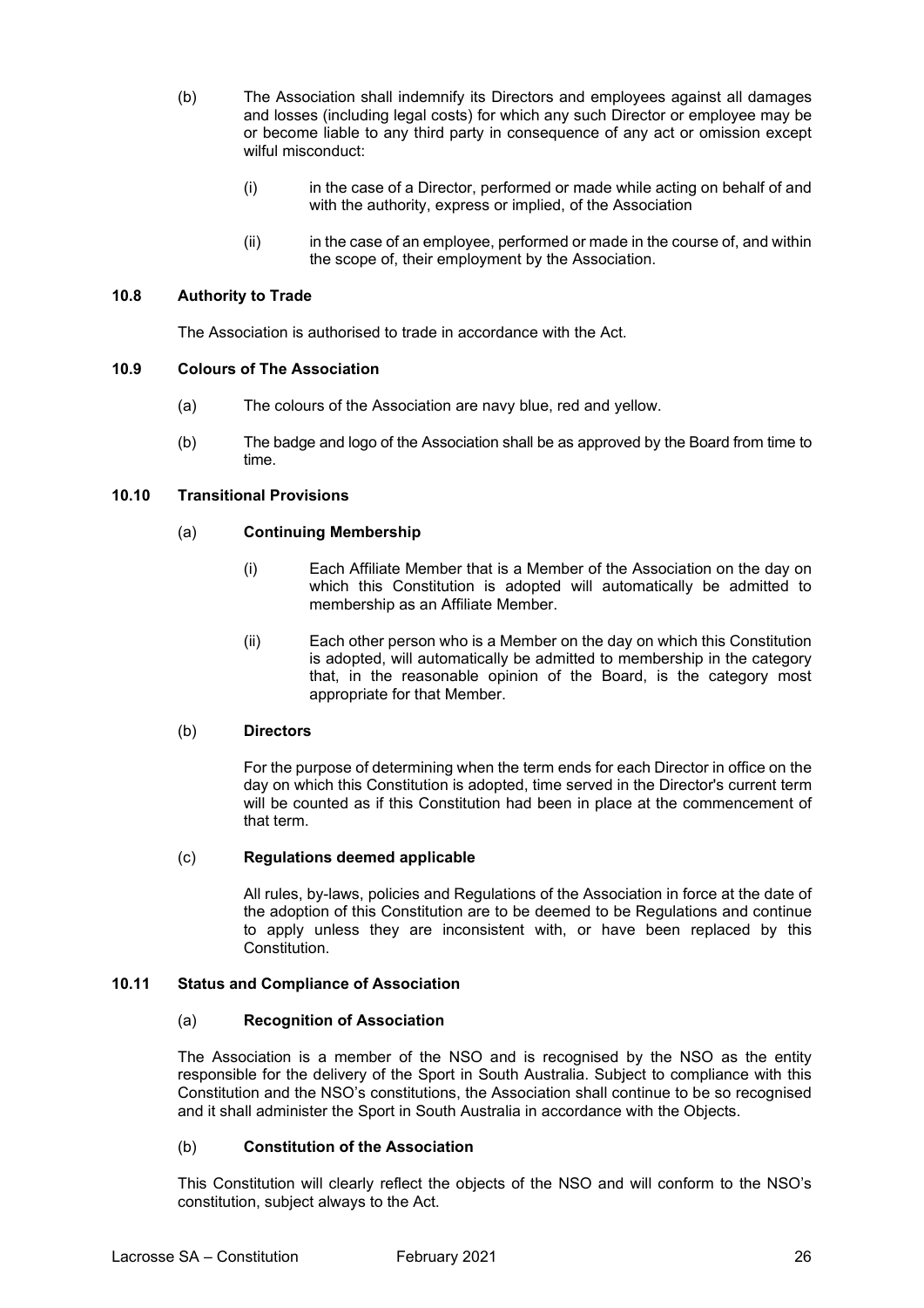(b) The Association shall indemnify its Directors and employees against all damages and losses (including legal costs) for which any such Director or employee may be or become liable to any third party in consequence of any act or omission except wilful misconduct:

(i) in the case of a Director, performed or made while acting on behalf of and with the authority, express or implied, of the Association

(ii) in the case of an employee, performed or made in the course of, and within the scope of, their employment by the Association.

### 10.8 Authority to Trade

The Association is authorised to trade in accordance with the Act.

### 10.9 Colours of The Association

(a) The colours of the Association are navy blue, red and yellow.

(b) The badge and logo of the Association shall be as approved by the Board from time to time.

### 10.10 Transitional Provisions

(a) **Continuing Membership**

(i) Each Affiliate Member that is a Member of the Association on the day on which this Constitution is adopted will automatically be admitted to membership as an Affiliate Member.

(ii) Each other person who is a Member on the day on which this Constitution is adopted, will automatically be admitted to membership in the category that, in the reasonable opinion of the Board, is the category most appropriate for that Member.

(b) **Directors**

For the purpose of determining when the term ends for each Director in office on the day on which this Constitution is adopted, time served in the Director's current term will be counted as if this Constitution had been in place at the commencement of that term.

(c) **Regulations deemed applicable**

All rules, by-laws, policies and Regulations of the Association in force at the date of the adoption of this Constitution are to be deemed to be Regulations and continue to apply unless they are inconsistent with, or have been replaced by this Constitution.

### 10.11 Status and Compliance of Association

(a) **Recognition of Association**

The Association is a member of the NSO and is recognised by the NSO as the entity responsible for the delivery of the Sport in South Australia. Subject to compliance with this Constitution and the NSO's constitutions, the Association shall continue to be so recognised and it shall administer the Sport in South Australia in accordance with the Objects.

(b) **Constitution of the Association**

This Constitution will clearly reflect the objects of the NSO and will conform to the NSO's constitution, subject always to the Act.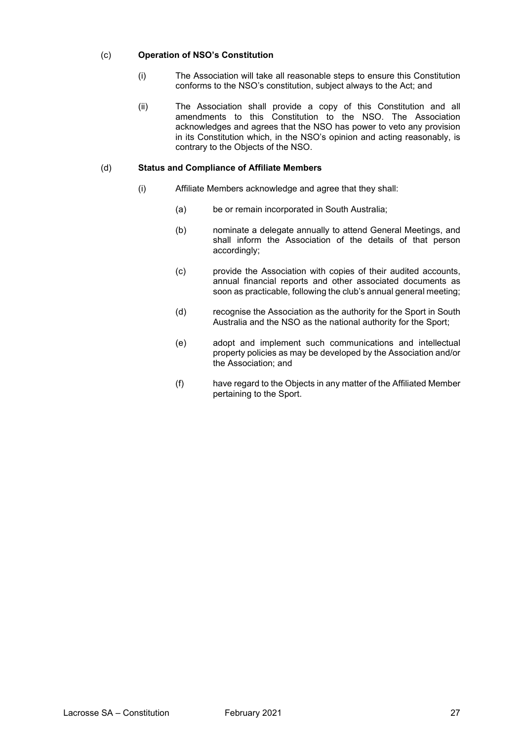(c) **Operation of NSO's Constitution**

(i) The Association will take all reasonable steps to ensure this Constitution conforms to the NSO's constitution, subject always to the Act; and

(ii) The Association shall provide a copy of this Constitution and all amendments to this Constitution to the NSO. The Association acknowledges and agrees that the NSO has power to veto any provision in its Constitution which, in the NSO's opinion and acting reasonably, is contrary to the Objects of the NSO.

(d) **Status and Compliance of Affiliate Members**

(i) Affiliate Members acknowledge and agree that they shall:

(a) be or remain incorporated in South Australia;

(b) nominate a delegate annually to attend General Meetings, and shall inform the Association of the details of that person accordingly;

(c) provide the Association with copies of their audited accounts, annual financial reports and other associated documents as soon as practicable, following the club's annual general meeting;

(d) recognise the Association as the authority for the Sport in South Australia and the NSO as the national authority for the Sport;

(e) adopt and implement such communications and intellectual property policies as may be developed by the Association and/or the Association; and

(f) have regard to the Objects in any matter of the Affiliated Member pertaining to the Sport.